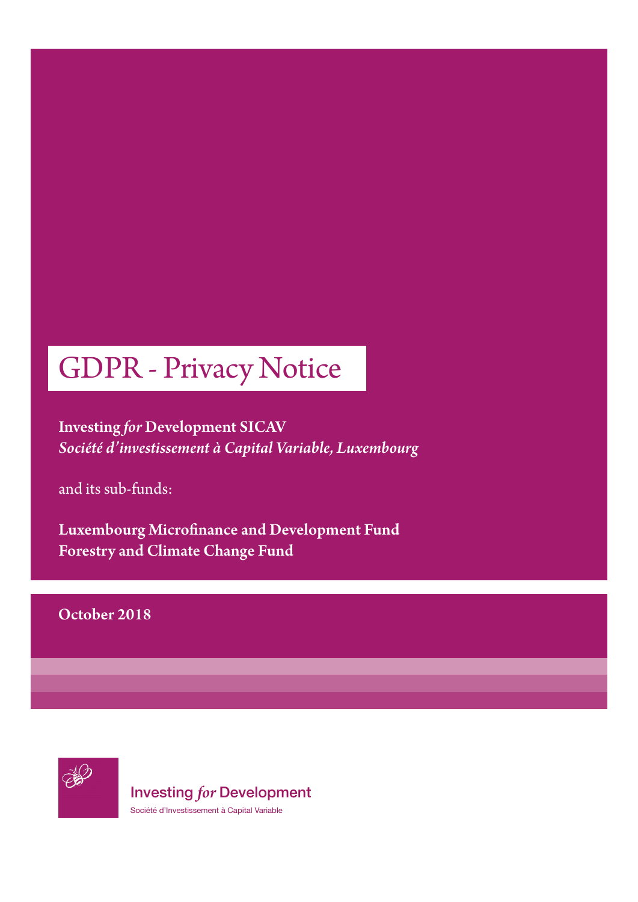# GDPR - Privacy Notice

**Investing *for* Development SICAV**
***Société d'investissement à Capital Variable, Luxembourg***

and its sub-funds:

**Luxembourg Microfinance and Development Fund**
**Forestry and Climate Change Fund**

**October 2018**

Investing *for* Development
Société d'Investissement à Capital Variable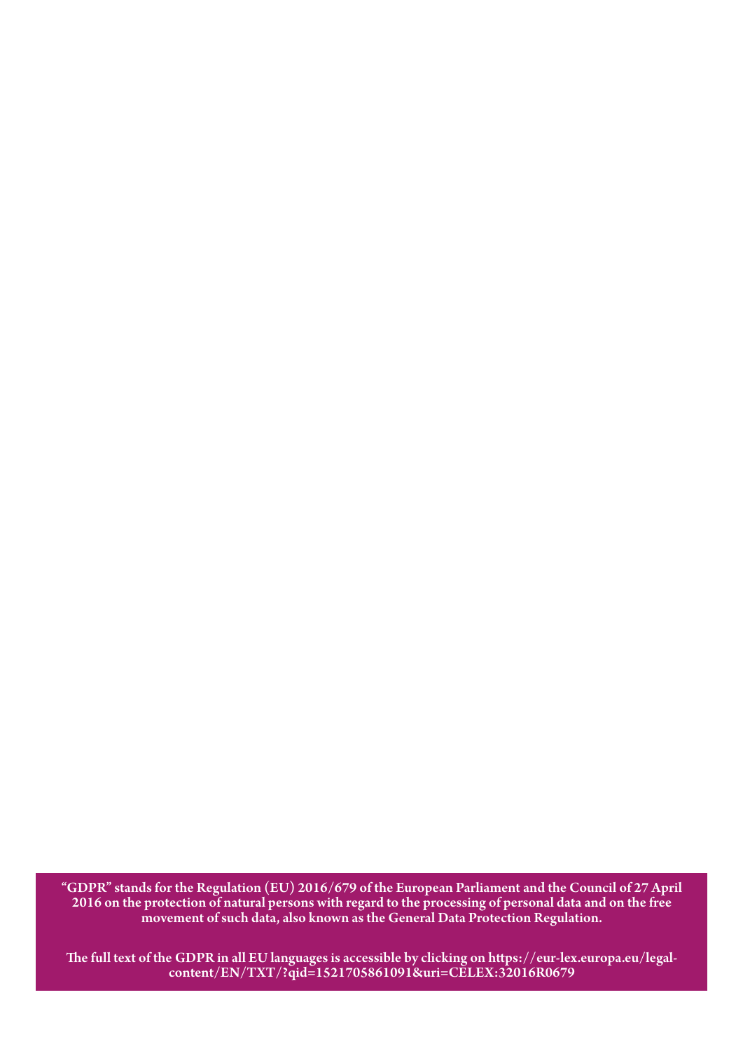"GDPR" stands for the Regulation (EU) 2016/679 of the European Parliament and the Council of 27 April 2016 on the protection of natural persons with regard to the processing of personal data and on the free movement of such data, also known as the General Data Protection Regulation.

The full text of the GDPR in all EU languages is accessible by clicking on https://eur-lex.europa.eu/legal-content/EN/TXT/?qid=1521705861091&uri=CELEX:32016R0679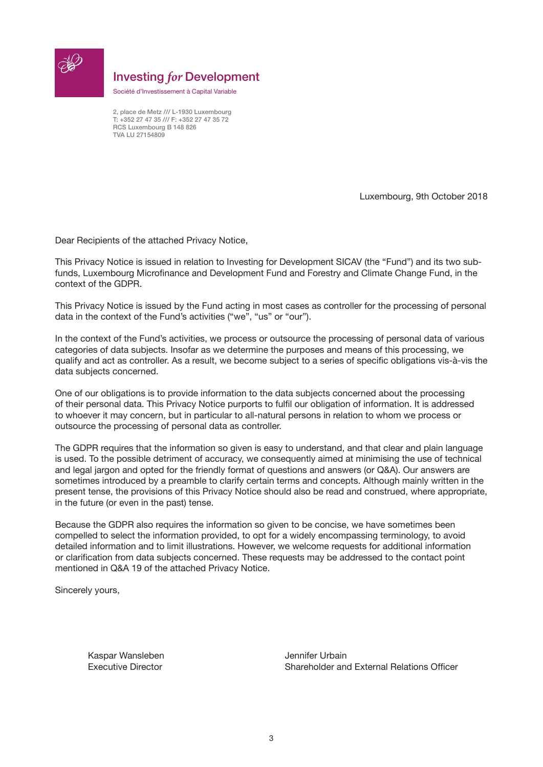**Investing *for* Development**

Société d'Investissement à Capital Variable

2, place de Metz /// L-1930 Luxembourg
T: +352 27 47 35 /// F: +352 27 47 35 72
RCS Luxembourg B 148 826
TVA LU 27154809

Luxembourg, 9th October 2018

Dear Recipients of the attached Privacy Notice,

This Privacy Notice is issued in relation to Investing for Development SICAV (the "Fund") and its two sub-funds, Luxembourg Microfinance and Development Fund and Forestry and Climate Change Fund, in the context of the GDPR.

This Privacy Notice is issued by the Fund acting in most cases as controller for the processing of personal data in the context of the Fund's activities ("we", "us" or "our").

In the context of the Fund's activities, we process or outsource the processing of personal data of various categories of data subjects. Insofar as we determine the purposes and means of this processing, we qualify and act as controller. As a result, we become subject to a series of specific obligations vis-à-vis the data subjects concerned.

One of our obligations is to provide information to the data subjects concerned about the processing of their personal data. This Privacy Notice purports to fulfil our obligation of information. It is addressed to whoever it may concern, but in particular to all-natural persons in relation to whom we process or outsource the processing of personal data as controller.

The GDPR requires that the information so given is easy to understand, and that clear and plain language is used. To the possible detriment of accuracy, we consequently aimed at minimising the use of technical and legal jargon and opted for the friendly format of questions and answers (or Q&A). Our answers are sometimes introduced by a preamble to clarify certain terms and concepts. Although mainly written in the present tense, the provisions of this Privacy Notice should also be read and construed, where appropriate, in the future (or even in the past) tense.

Because the GDPR also requires the information so given to be concise, we have sometimes been compelled to select the information provided, to opt for a widely encompassing terminology, to avoid detailed information and to limit illustrations. However, we welcome requests for additional information or clarification from data subjects concerned. These requests may be addressed to the contact point mentioned in Q&A 19 of the attached Privacy Notice.

Sincerely yours,

Kaspar Wansleben
Executive Director

Jennifer Urbain
Shareholder and External Relations Officer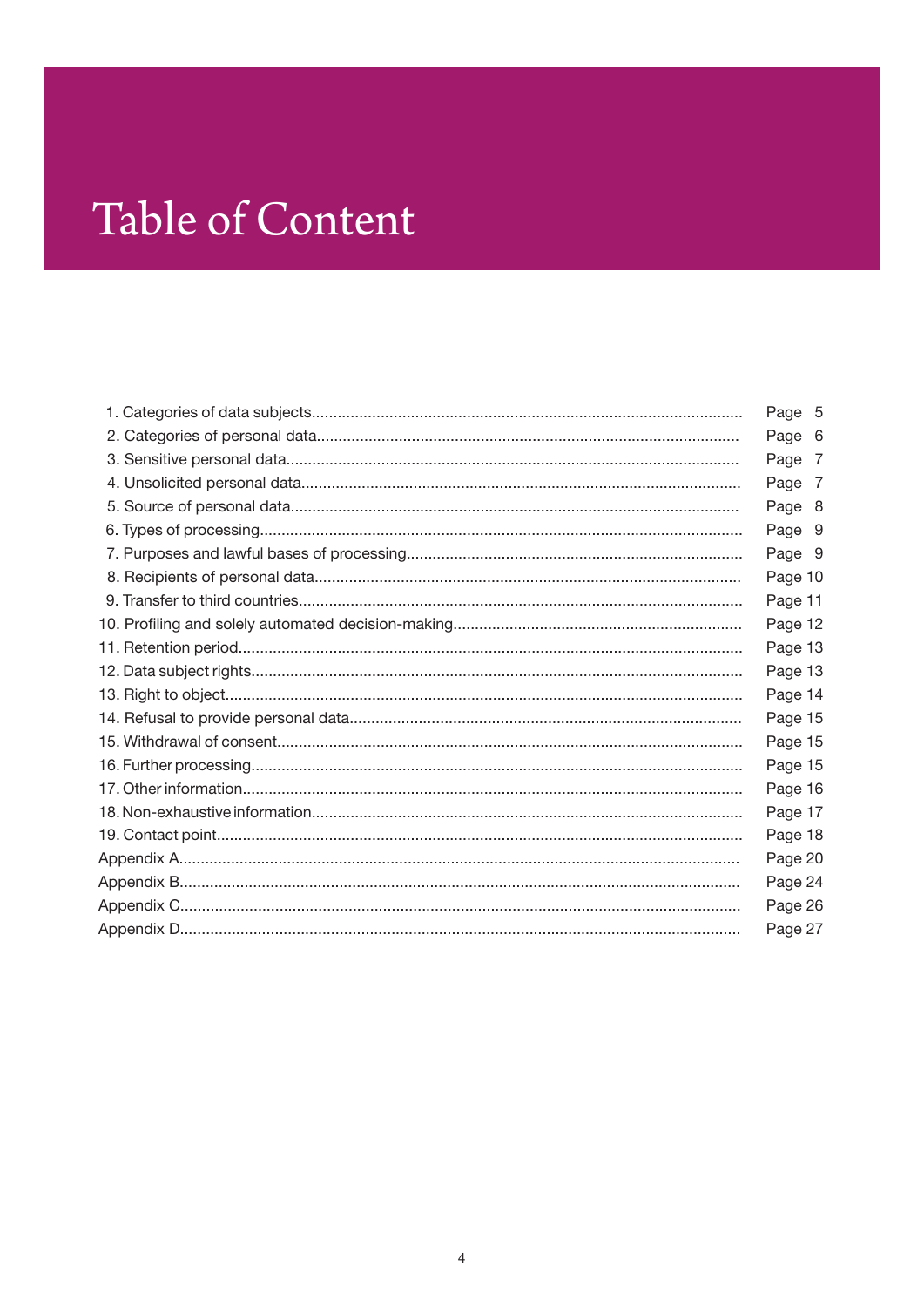# Table of Content

| | |
|---|---|
| 1. Categories of data subjects | Page 5 |
| 2. Categories of personal data | Page 6 |
| 3. Sensitive personal data | Page 7 |
| 4. Unsolicited personal data | Page 7 |
| 5. Source of personal data | Page 8 |
| 6. Types of processing | Page 9 |
| 7. Purposes and lawful bases of processing | Page 9 |
| 8. Recipients of personal data | Page 10 |
| 9. Transfer to third countries | Page 11 |
| 10. Profiling and solely automated decision-making | Page 12 |
| 11. Retention period | Page 13 |
| 12. Data subject rights | Page 13 |
| 13. Right to object | Page 14 |
| 14. Refusal to provide personal data | Page 15 |
| 15. Withdrawal of consent | Page 15 |
| 16. Further processing | Page 15 |
| 17. Other information | Page 16 |
| 18. Non-exhaustive information | Page 17 |
| 19. Contact point | Page 18 |
| Appendix A | Page 20 |
| Appendix B | Page 24 |
| Appendix C | Page 26 |
| Appendix D | Page 27 |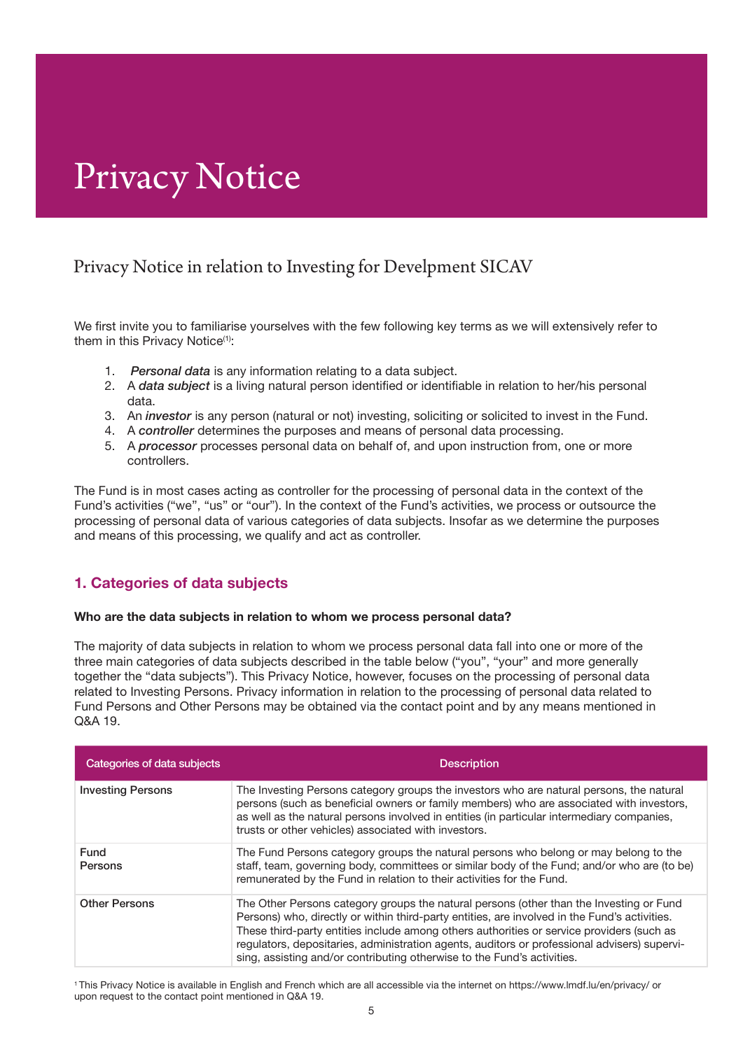# Privacy Notice

## Privacy Notice in relation to Investing for Develpment SICAV

We first invite you to familiarise yourselves with the few following key terms as we will extensively refer to them in this Privacy Notice[1]:

1. ***Personal data*** is any information relating to a data subject.
2. A ***data subject*** is a living natural person identified or identifiable in relation to her/his personal data.
3. An ***investor*** is any person (natural or not) investing, soliciting or solicited to invest in the Fund.
4. A ***controller*** determines the purposes and means of personal data processing.
5. A ***processor*** processes personal data on behalf of, and upon instruction from, one or more controllers.

The Fund is in most cases acting as controller for the processing of personal data in the context of the Fund's activities ("we", "us" or "our"). In the context of the Fund's activities, we process or outsource the processing of personal data of various categories of data subjects. Insofar as we determine the purposes and means of this processing, we qualify and act as controller.

### 1. Categories of data subjects

**Who are the data subjects in relation to whom we process personal data?**

The majority of data subjects in relation to whom we process personal data fall into one or more of the three main categories of data subjects described in the table below ("you", "your" and more generally together the "data subjects"). This Privacy Notice, however, focuses on the processing of personal data related to Investing Persons. Privacy information in relation to the processing of personal data related to Fund Persons and Other Persons may be obtained via the contact point and by any means mentioned in Q&A 19.

| Categories of data subjects | Description |
|---|---|
| Investing Persons | The Investing Persons category groups the investors who are natural persons, the natural persons (such as beneficial owners or family members) who are associated with investors, as well as the natural persons involved in entities (in particular intermediary companies, trusts or other vehicles) associated with investors. |
| Fund Persons | The Fund Persons category groups the natural persons who belong or may belong to the staff, team, governing body, committees or similar body of the Fund; and/or who are (to be) remunerated by the Fund in relation to their activities for the Fund. |
| Other Persons | The Other Persons category groups the natural persons (other than the Investing or Fund Persons) who, directly or within third-party entities, are involved in the Fund's activities. These third-party entities include among others authorities or service providers (such as regulators, depositaries, administration agents, auditors or professional advisers) supervising, assisting and/or contributing otherwise to the Fund's activities. |

[1] This Privacy Notice is available in English and French which are all accessible via the internet on https://www.lmdf.lu/en/privacy/ or upon request to the contact point mentioned in Q&A 19.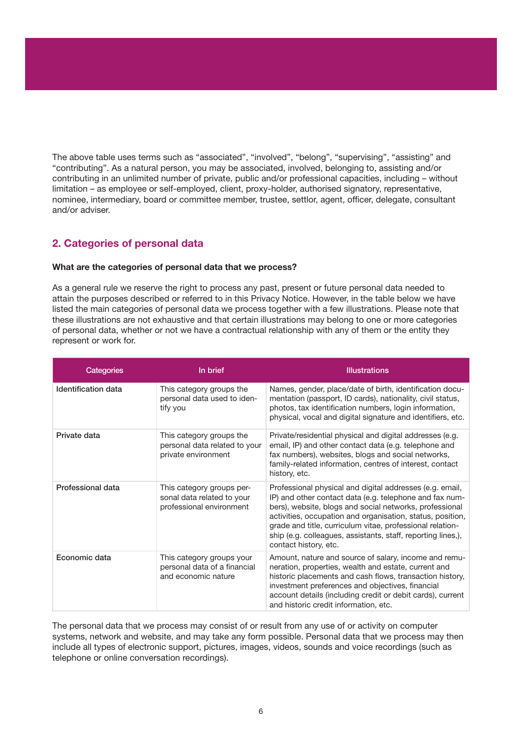The above table uses terms such as “associated”, “involved”, “belong”, “supervising”, “assisting” and “contributing”. As a natural person, you may be associated, involved, belonging to, assisting and/or contributing in an unlimited number of private, public and/or professional capacities, including – without limitation – as employee or self-employed, client, proxy-holder, authorised signatory, representative, nominee, intermediary, board or committee member, trustee, settlor, agent, officer, delegate, consultant and/or adviser.

## 2. Categories of personal data

**What are the categories of personal data that we process?**

As a general rule we reserve the right to process any past, present or future personal data needed to attain the purposes described or referred to in this Privacy Notice. However, in the table below we have listed the main categories of personal data we process together with a few illustrations. Please note that these illustrations are not exhaustive and that certain illustrations may belong to one or more categories of personal data, whether or not we have a contractual relationship with any of them or the entity they represent or work for.

| Categories | In brief | Illustrations |
|---|---|---|
| **Identification data** | This category groups the personal data used to identify you | Names, gender, place/date of birth, identification documentation (passport, ID cards), nationality, civil status, photos, tax identification numbers, login information, physical, vocal and digital signature and identifiers, etc. |
| **Private data** | This category groups the personal data related to your private environment | Private/residential physical and digital addresses (e.g. email, IP) and other contact data (e.g. telephone and fax numbers), websites, blogs and social networks, family-related information, centres of interest, contact history, etc. |
| **Professional data** | This category groups personal data related to your professional environment | Professional physical and digital addresses (e.g. email, IP) and other contact data (e.g. telephone and fax numbers), website, blogs and social networks, professional activities, occupation and organisation, status, position, grade and title, curriculum vitae, professional relationship (e.g. colleagues, assistants, staff, reporting lines,), contact history, etc. |
| **Economic data** | This category groups your personal data of a financial and economic nature | Amount, nature and source of salary, income and remuneration, properties, wealth and estate, current and historic placements and cash flows, transaction history, investment preferences and objectives, financial account details (including credit or debit cards), current and historic credit information, etc. |

The personal data that we process may consist of or result from any use of or activity on computer systems, network and website, and may take any form possible. Personal data that we process may then include all types of electronic support, pictures, images, videos, sounds and voice recordings (such as telephone or online conversation recordings).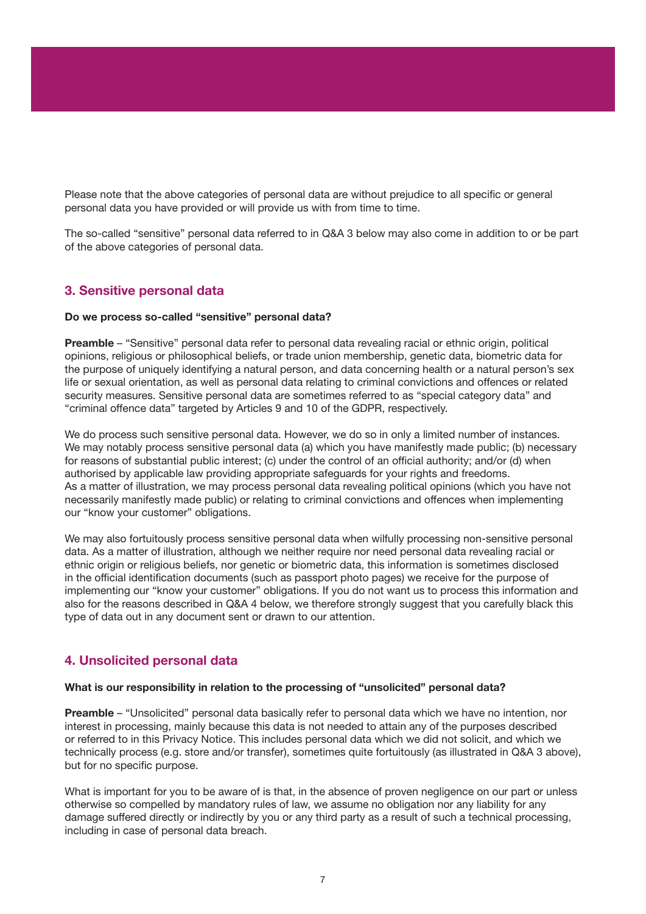Please note that the above categories of personal data are without prejudice to all specific or general personal data you have provided or will provide us with from time to time.

The so-called "sensitive" personal data referred to in Q&A 3 below may also come in addition to or be part of the above categories of personal data.

## 3. Sensitive personal data

**Do we process so-called "sensitive" personal data?**

**Preamble** – "Sensitive" personal data refer to personal data revealing racial or ethnic origin, political opinions, religious or philosophical beliefs, or trade union membership, genetic data, biometric data for the purpose of uniquely identifying a natural person, and data concerning health or a natural person's sex life or sexual orientation, as well as personal data relating to criminal convictions and offences or related security measures. Sensitive personal data are sometimes referred to as "special category data" and "criminal offence data" targeted by Articles 9 and 10 of the GDPR, respectively.

We do process such sensitive personal data. However, we do so in only a limited number of instances. We may notably process sensitive personal data (a) which you have manifestly made public; (b) necessary for reasons of substantial public interest; (c) under the control of an official authority; and/or (d) when authorised by applicable law providing appropriate safeguards for your rights and freedoms.
As a matter of illustration, we may process personal data revealing political opinions (which you have not necessarily manifestly made public) or relating to criminal convictions and offences when implementing our "know your customer" obligations.

We may also fortuitously process sensitive personal data when wilfully processing non-sensitive personal data. As a matter of illustration, although we neither require nor need personal data revealing racial or ethnic origin or religious beliefs, nor genetic or biometric data, this information is sometimes disclosed in the official identification documents (such as passport photo pages) we receive for the purpose of implementing our "know your customer" obligations. If you do not want us to process this information and also for the reasons described in Q&A 4 below, we therefore strongly suggest that you carefully black this type of data out in any document sent or drawn to our attention.

## 4. Unsolicited personal data

**What is our responsibility in relation to the processing of "unsolicited" personal data?**

**Preamble** – "Unsolicited" personal data basically refer to personal data which we have no intention, nor interest in processing, mainly because this data is not needed to attain any of the purposes described or referred to in this Privacy Notice. This includes personal data which we did not solicit, and which we technically process (e.g. store and/or transfer), sometimes quite fortuitously (as illustrated in Q&A 3 above), but for no specific purpose.

What is important for you to be aware of is that, in the absence of proven negligence on our part or unless otherwise so compelled by mandatory rules of law, we assume no obligation nor any liability for any damage suffered directly or indirectly by you or any third party as a result of such a technical processing, including in case of personal data breach.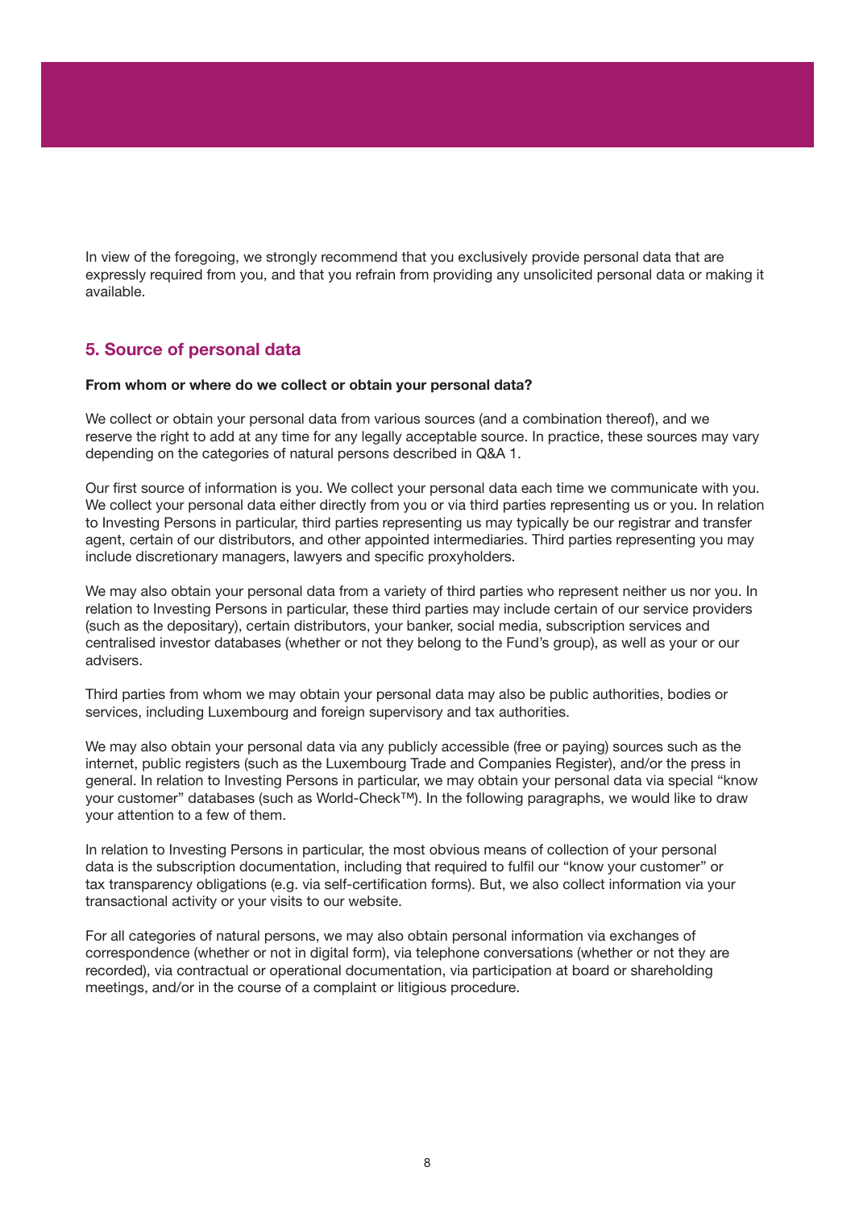In view of the foregoing, we strongly recommend that you exclusively provide personal data that are expressly required from you, and that you refrain from providing any unsolicited personal data or making it available.

## 5. Source of personal data

**From whom or where do we collect or obtain your personal data?**

We collect or obtain your personal data from various sources (and a combination thereof), and we reserve the right to add at any time for any legally acceptable source. In practice, these sources may vary depending on the categories of natural persons described in Q&A 1.

Our first source of information is you. We collect your personal data each time we communicate with you. We collect your personal data either directly from you or via third parties representing us or you. In relation to Investing Persons in particular, third parties representing us may typically be our registrar and transfer agent, certain of our distributors, and other appointed intermediaries. Third parties representing you may include discretionary managers, lawyers and specific proxyholders.

We may also obtain your personal data from a variety of third parties who represent neither us nor you. In relation to Investing Persons in particular, these third parties may include certain of our service providers (such as the depositary), certain distributors, your banker, social media, subscription services and centralised investor databases (whether or not they belong to the Fund's group), as well as your or our advisers.

Third parties from whom we may obtain your personal data may also be public authorities, bodies or services, including Luxembourg and foreign supervisory and tax authorities.

We may also obtain your personal data via any publicly accessible (free or paying) sources such as the internet, public registers (such as the Luxembourg Trade and Companies Register), and/or the press in general. In relation to Investing Persons in particular, we may obtain your personal data via special "know your customer" databases (such as World-Check™). In the following paragraphs, we would like to draw your attention to a few of them.

In relation to Investing Persons in particular, the most obvious means of collection of your personal data is the subscription documentation, including that required to fulfil our "know your customer" or tax transparency obligations (e.g. via self-certification forms). But, we also collect information via your transactional activity or your visits to our website.

For all categories of natural persons, we may also obtain personal information via exchanges of correspondence (whether or not in digital form), via telephone conversations (whether or not they are recorded), via contractual or operational documentation, via participation at board or shareholding meetings, and/or in the course of a complaint or litigious procedure.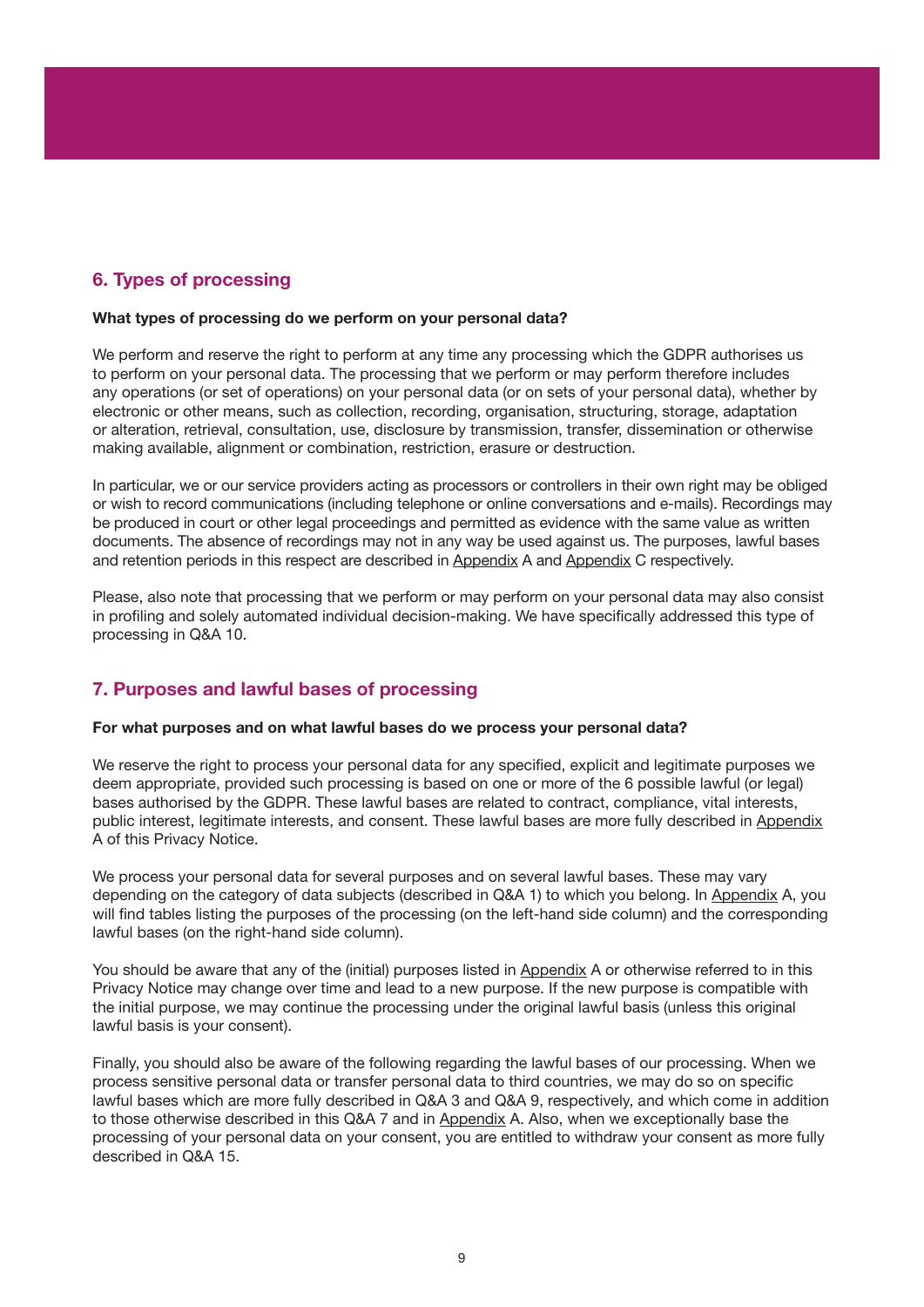## 6. Types of processing

**What types of processing do we perform on your personal data?**

We perform and reserve the right to perform at any time any processing which the GDPR authorises us to perform on your personal data. The processing that we perform or may perform therefore includes any operations (or set of operations) on your personal data (or on sets of your personal data), whether by electronic or other means, such as collection, recording, organisation, structuring, storage, adaptation or alteration, retrieval, consultation, use, disclosure by transmission, transfer, dissemination or otherwise making available, alignment or combination, restriction, erasure or destruction.

In particular, we or our service providers acting as processors or controllers in their own right may be obliged or wish to record communications (including telephone or online conversations and e-mails). Recordings may be produced in court or other legal proceedings and permitted as evidence with the same value as written documents. The absence of recordings may not in any way be used against us. The purposes, lawful bases and retention periods in this respect are described in Appendix A and Appendix C respectively.

Please, also note that processing that we perform or may perform on your personal data may also consist in profiling and solely automated individual decision-making. We have specifically addressed this type of processing in Q&A 10.

## 7. Purposes and lawful bases of processing

**For what purposes and on what lawful bases do we process your personal data?**

We reserve the right to process your personal data for any specified, explicit and legitimate purposes we deem appropriate, provided such processing is based on one or more of the 6 possible lawful (or legal) bases authorised by the GDPR. These lawful bases are related to contract, compliance, vital interests, public interest, legitimate interests, and consent. These lawful bases are more fully described in Appendix A of this Privacy Notice.

We process your personal data for several purposes and on several lawful bases. These may vary depending on the category of data subjects (described in Q&A 1) to which you belong. In Appendix A, you will find tables listing the purposes of the processing (on the left-hand side column) and the corresponding lawful bases (on the right-hand side column).

You should be aware that any of the (initial) purposes listed in Appendix A or otherwise referred to in this Privacy Notice may change over time and lead to a new purpose. If the new purpose is compatible with the initial purpose, we may continue the processing under the original lawful basis (unless this original lawful basis is your consent).

Finally, you should also be aware of the following regarding the lawful bases of our processing. When we process sensitive personal data or transfer personal data to third countries, we may do so on specific lawful bases which are more fully described in Q&A 3 and Q&A 9, respectively, and which come in addition to those otherwise described in this Q&A 7 and in Appendix A. Also, when we exceptionally base the processing of your personal data on your consent, you are entitled to withdraw your consent as more fully described in Q&A 15.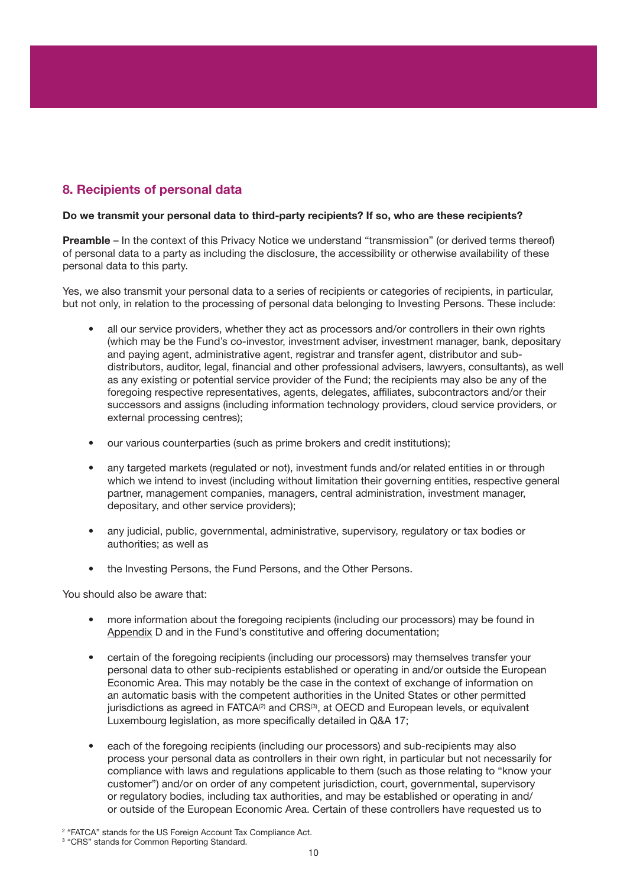## 8. Recipients of personal data

**Do we transmit your personal data to third-party recipients? If so, who are these recipients?**

**Preamble** – In the context of this Privacy Notice we understand "transmission" (or derived terms thereof) of personal data to a party as including the disclosure, the accessibility or otherwise availability of these personal data to this party.

Yes, we also transmit your personal data to a series of recipients or categories of recipients, in particular, but not only, in relation to the processing of personal data belonging to Investing Persons. These include:

- all our service providers, whether they act as processors and/or controllers in their own rights (which may be the Fund's co-investor, investment adviser, investment manager, bank, depositary and paying agent, administrative agent, registrar and transfer agent, distributor and sub-distributors, auditor, legal, financial and other professional advisers, lawyers, consultants), as well as any existing or potential service provider of the Fund; the recipients may also be any of the foregoing respective representatives, agents, delegates, affiliates, subcontractors and/or their successors and assigns (including information technology providers, cloud service providers, or external processing centres);

- our various counterparties (such as prime brokers and credit institutions);

- any targeted markets (regulated or not), investment funds and/or related entities in or through which we intend to invest (including without limitation their governing entities, respective general partner, management companies, managers, central administration, investment manager, depositary, and other service providers);

- any judicial, public, governmental, administrative, supervisory, regulatory or tax bodies or authorities; as well as

- the Investing Persons, the Fund Persons, and the Other Persons.

You should also be aware that:

- more information about the foregoing recipients (including our processors) may be found in Appendix D and in the Fund's constitutive and offering documentation;

- certain of the foregoing recipients (including our processors) may themselves transfer your personal data to other sub-recipients established or operating in and/or outside the European Economic Area. This may notably be the case in the context of exchange of information on an automatic basis with the competent authorities in the United States or other permitted jurisdictions as agreed in FATCA[2] and CRS[3], at OECD and European levels, or equivalent Luxembourg legislation, as more specifically detailed in Q&A 17;

- each of the foregoing recipients (including our processors) and sub-recipients may also process your personal data as controllers in their own right, in particular but not necessarily for compliance with laws and regulations applicable to them (such as those relating to "know your customer") and/or on order of any competent jurisdiction, court, governmental, supervisory or regulatory bodies, including tax authorities, and may be established or operating in and/or outside of the European Economic Area. Certain of these controllers have requested us to

[2] "FATCA" stands for the US Foreign Account Tax Compliance Act.

[3] "CRS" stands for Common Reporting Standard.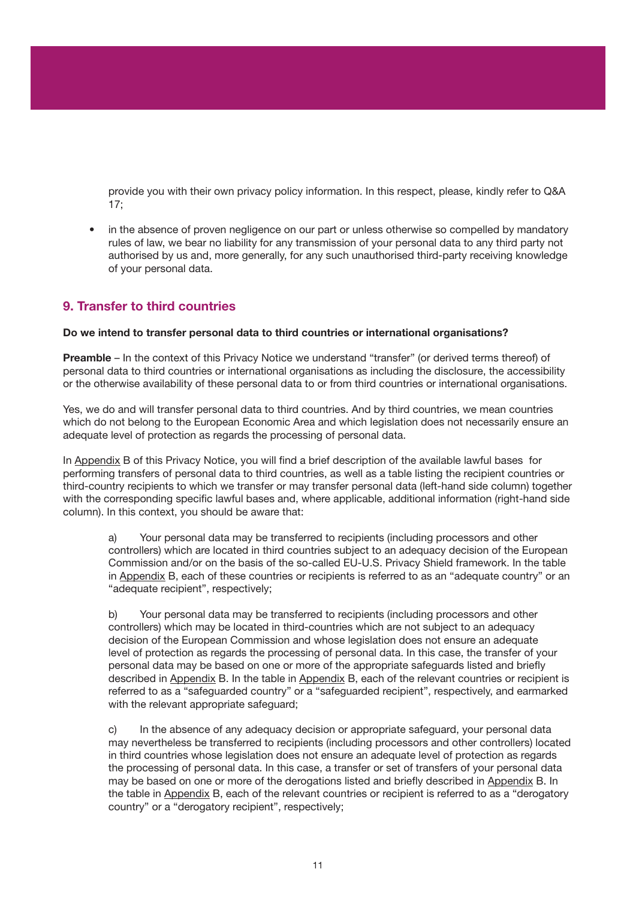provide you with their own privacy policy information. In this respect, please, kindly refer to Q&A 17;

- in the absence of proven negligence on our part or unless otherwise so compelled by mandatory rules of law, we bear no liability for any transmission of your personal data to any third party not authorised by us and, more generally, for any such unauthorised third-party receiving knowledge of your personal data.

## 9. Transfer to third countries

**Do we intend to transfer personal data to third countries or international organisations?**

**Preamble** – In the context of this Privacy Notice we understand "transfer" (or derived terms thereof) of personal data to third countries or international organisations as including the disclosure, the accessibility or the otherwise availability of these personal data to or from third countries or international organisations.

Yes, we do and will transfer personal data to third countries. And by third countries, we mean countries which do not belong to the European Economic Area and which legislation does not necessarily ensure an adequate level of protection as regards the processing of personal data.

In Appendix B of this Privacy Notice, you will find a brief description of the available lawful bases for performing transfers of personal data to third countries, as well as a table listing the recipient countries or third-country recipients to which we transfer or may transfer personal data (left-hand side column) together with the corresponding specific lawful bases and, where applicable, additional information (right-hand side column). In this context, you should be aware that:

a) Your personal data may be transferred to recipients (including processors and other controllers) which are located in third countries subject to an adequacy decision of the European Commission and/or on the basis of the so-called EU-U.S. Privacy Shield framework. In the table in Appendix B, each of these countries or recipients is referred to as an "adequate country" or an "adequate recipient", respectively;

b) Your personal data may be transferred to recipients (including processors and other controllers) which may be located in third-countries which are not subject to an adequacy decision of the European Commission and whose legislation does not ensure an adequate level of protection as regards the processing of personal data. In this case, the transfer of your personal data may be based on one or more of the appropriate safeguards listed and briefly described in Appendix B. In the table in Appendix B, each of the relevant countries or recipient is referred to as a "safeguarded country" or a "safeguarded recipient", respectively, and earmarked with the relevant appropriate safeguard;

c) In the absence of any adequacy decision or appropriate safeguard, your personal data may nevertheless be transferred to recipients (including processors and other controllers) located in third countries whose legislation does not ensure an adequate level of protection as regards the processing of personal data. In this case, a transfer or set of transfers of your personal data may be based on one or more of the derogations listed and briefly described in Appendix B. In the table in Appendix B, each of the relevant countries or recipient is referred to as a "derogatory country" or a "derogatory recipient", respectively;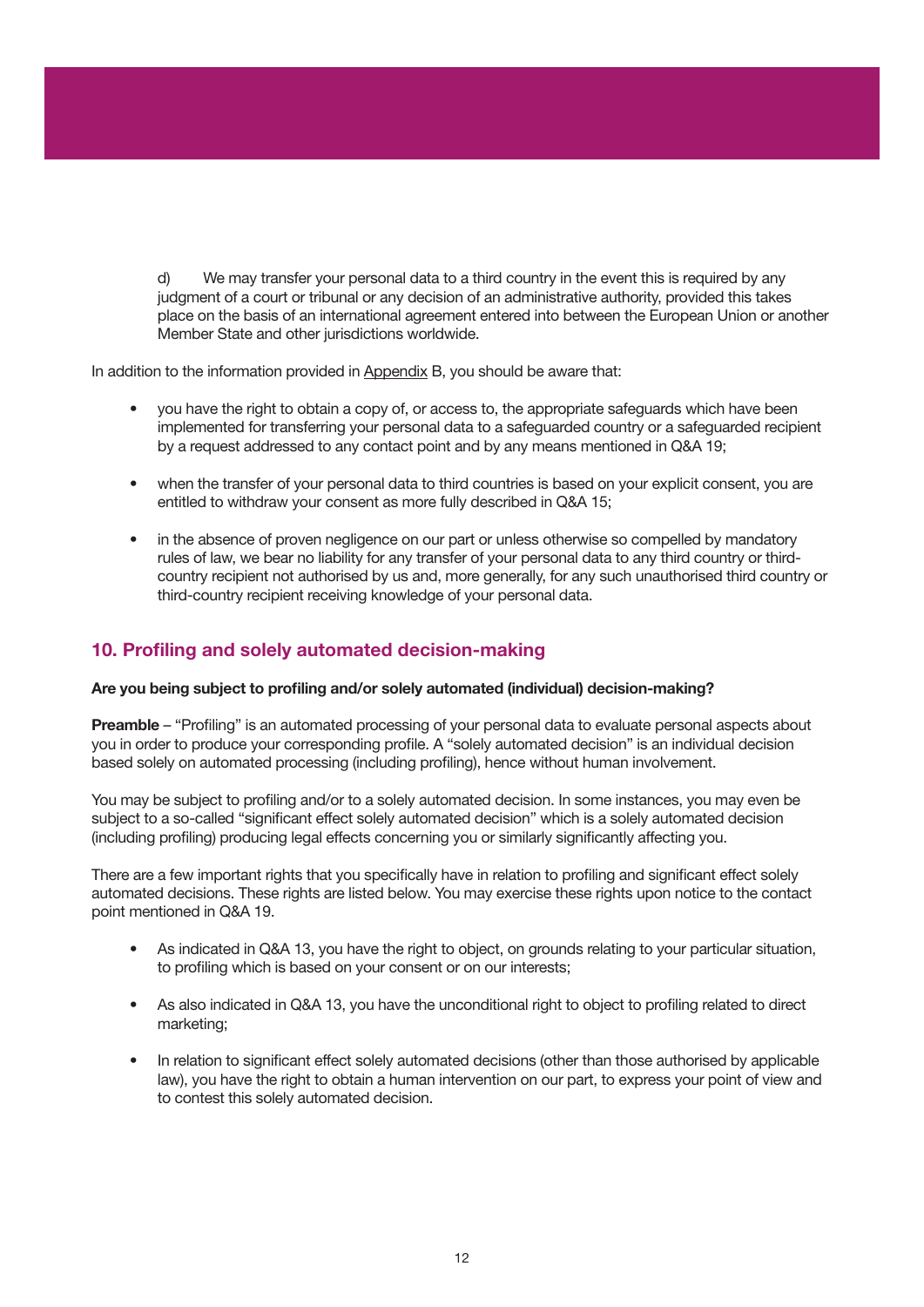d) We may transfer your personal data to a third country in the event this is required by any judgment of a court or tribunal or any decision of an administrative authority, provided this takes place on the basis of an international agreement entered into between the European Union or another Member State and other jurisdictions worldwide.

In addition to the information provided in Appendix B, you should be aware that:

- you have the right to obtain a copy of, or access to, the appropriate safeguards which have been implemented for transferring your personal data to a safeguarded country or a safeguarded recipient by a request addressed to any contact point and by any means mentioned in Q&A 19;
- when the transfer of your personal data to third countries is based on your explicit consent, you are entitled to withdraw your consent as more fully described in Q&A 15;
- in the absence of proven negligence on our part or unless otherwise so compelled by mandatory rules of law, we bear no liability for any transfer of your personal data to any third country or third-country recipient not authorised by us and, more generally, for any such unauthorised third country or third-country recipient receiving knowledge of your personal data.

## 10. Profiling and solely automated decision-making

**Are you being subject to profiling and/or solely automated (individual) decision-making?**

**Preamble** – "Profiling" is an automated processing of your personal data to evaluate personal aspects about you in order to produce your corresponding profile. A "solely automated decision" is an individual decision based solely on automated processing (including profiling), hence without human involvement.

You may be subject to profiling and/or to a solely automated decision. In some instances, you may even be subject to a so-called "significant effect solely automated decision" which is a solely automated decision (including profiling) producing legal effects concerning you or similarly significantly affecting you.

There are a few important rights that you specifically have in relation to profiling and significant effect solely automated decisions. These rights are listed below. You may exercise these rights upon notice to the contact point mentioned in Q&A 19.

- As indicated in Q&A 13, you have the right to object, on grounds relating to your particular situation, to profiling which is based on your consent or on our interests;
- As also indicated in Q&A 13, you have the unconditional right to object to profiling related to direct marketing;
- In relation to significant effect solely automated decisions (other than those authorised by applicable law), you have the right to obtain a human intervention on our part, to express your point of view and to contest this solely automated decision.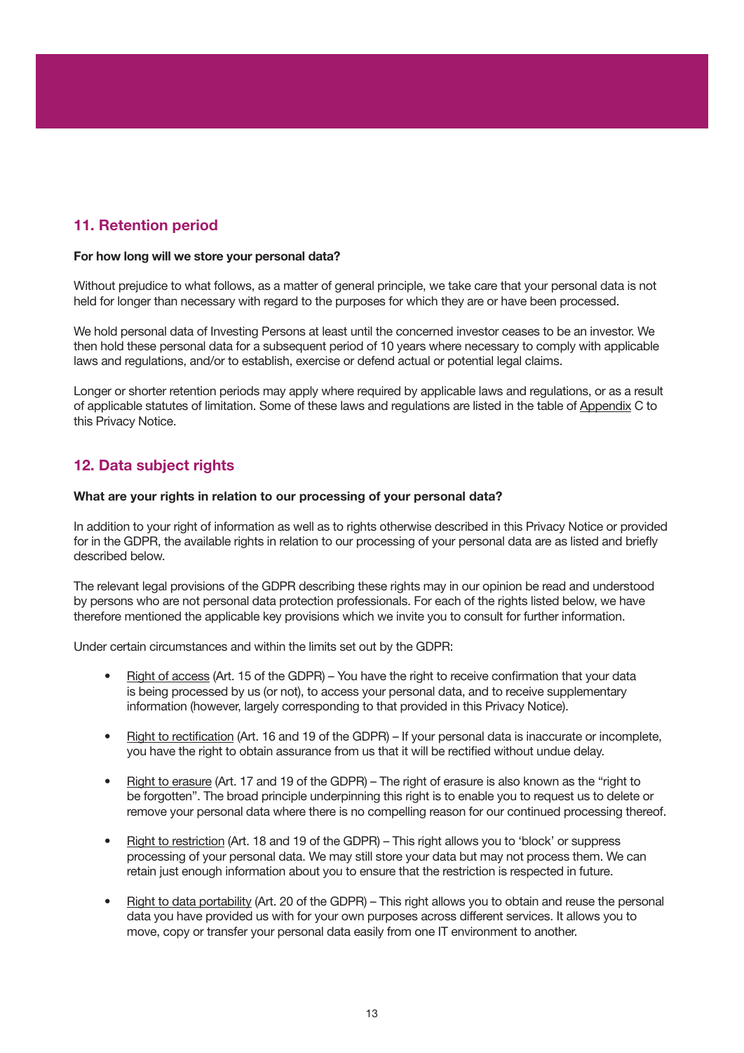## 11. Retention period

**For how long will we store your personal data?**

Without prejudice to what follows, as a matter of general principle, we take care that your personal data is not held for longer than necessary with regard to the purposes for which they are or have been processed.

We hold personal data of Investing Persons at least until the concerned investor ceases to be an investor. We then hold these personal data for a subsequent period of 10 years where necessary to comply with applicable laws and regulations, and/or to establish, exercise or defend actual or potential legal claims.

Longer or shorter retention periods may apply where required by applicable laws and regulations, or as a result of applicable statutes of limitation. Some of these laws and regulations are listed in the table of Appendix C to this Privacy Notice.

## 12. Data subject rights

**What are your rights in relation to our processing of your personal data?**

In addition to your right of information as well as to rights otherwise described in this Privacy Notice or provided for in the GDPR, the available rights in relation to our processing of your personal data are as listed and briefly described below.

The relevant legal provisions of the GDPR describing these rights may in our opinion be read and understood by persons who are not personal data protection professionals. For each of the rights listed below, we have therefore mentioned the applicable key provisions which we invite you to consult for further information.

Under certain circumstances and within the limits set out by the GDPR:

- Right of access (Art. 15 of the GDPR) – You have the right to receive confirmation that your data is being processed by us (or not), to access your personal data, and to receive supplementary information (however, largely corresponding to that provided in this Privacy Notice).

- Right to rectification (Art. 16 and 19 of the GDPR) – If your personal data is inaccurate or incomplete, you have the right to obtain assurance from us that it will be rectified without undue delay.

- Right to erasure (Art. 17 and 19 of the GDPR) – The right of erasure is also known as the "right to be forgotten". The broad principle underpinning this right is to enable you to request us to delete or remove your personal data where there is no compelling reason for our continued processing thereof.

- Right to restriction (Art. 18 and 19 of the GDPR) – This right allows you to 'block' or suppress processing of your personal data. We may still store your data but may not process them. We can retain just enough information about you to ensure that the restriction is respected in future.

- Right to data portability (Art. 20 of the GDPR) – This right allows you to obtain and reuse the personal data you have provided us with for your own purposes across different services. It allows you to move, copy or transfer your personal data easily from one IT environment to another.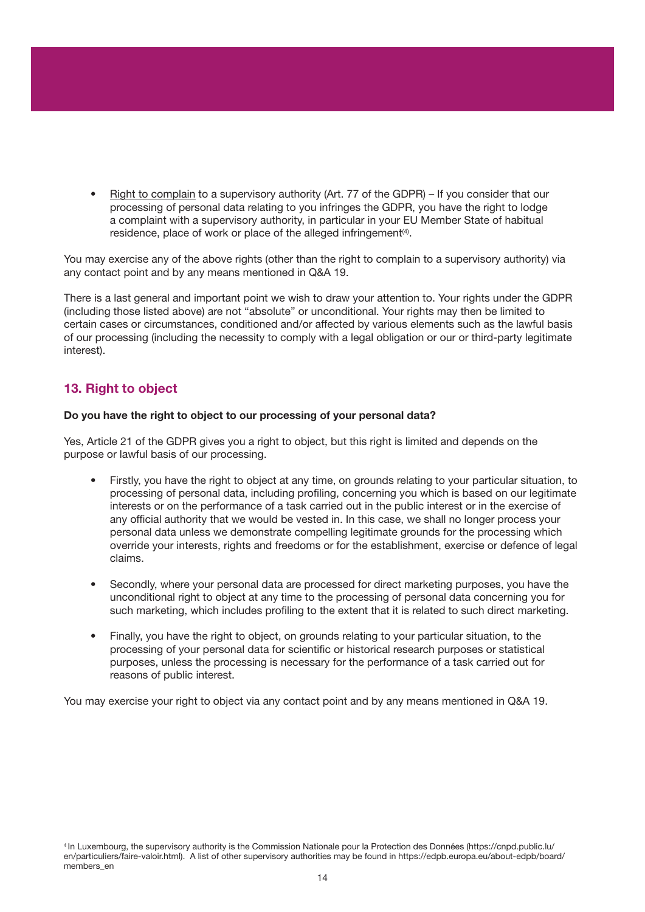- Right to complain to a supervisory authority (Art. 77 of the GDPR) – If you consider that our processing of personal data relating to you infringes the GDPR, you have the right to lodge a complaint with a supervisory authority, in particular in your EU Member State of habitual residence, place of work or place of the alleged infringement[4].

You may exercise any of the above rights (other than the right to complain to a supervisory authority) via any contact point and by any means mentioned in Q&A 19.

There is a last general and important point we wish to draw your attention to. Your rights under the GDPR (including those listed above) are not "absolute" or unconditional. Your rights may then be limited to certain cases or circumstances, conditioned and/or affected by various elements such as the lawful basis of our processing (including the necessity to comply with a legal obligation or our or third-party legitimate interest).

## 13. Right to object

**Do you have the right to object to our processing of your personal data?**

Yes, Article 21 of the GDPR gives you a right to object, but this right is limited and depends on the purpose or lawful basis of our processing.

- Firstly, you have the right to object at any time, on grounds relating to your particular situation, to processing of personal data, including profiling, concerning you which is based on our legitimate interests or on the performance of a task carried out in the public interest or in the exercise of any official authority that we would be vested in. In this case, we shall no longer process your personal data unless we demonstrate compelling legitimate grounds for the processing which override your interests, rights and freedoms or for the establishment, exercise or defence of legal claims.

- Secondly, where your personal data are processed for direct marketing purposes, you have the unconditional right to object at any time to the processing of personal data concerning you for such marketing, which includes profiling to the extent that it is related to such direct marketing.

- Finally, you have the right to object, on grounds relating to your particular situation, to the processing of your personal data for scientific or historical research purposes or statistical purposes, unless the processing is necessary for the performance of a task carried out for reasons of public interest.

You may exercise your right to object via any contact point and by any means mentioned in Q&A 19.

[4] In Luxembourg, the supervisory authority is the Commission Nationale pour la Protection des Données (https://cnpd.public.lu/en/particuliers/faire-valoir.html). A list of other supervisory authorities may be found in https://edpb.europa.eu/about-edpb/board/members_en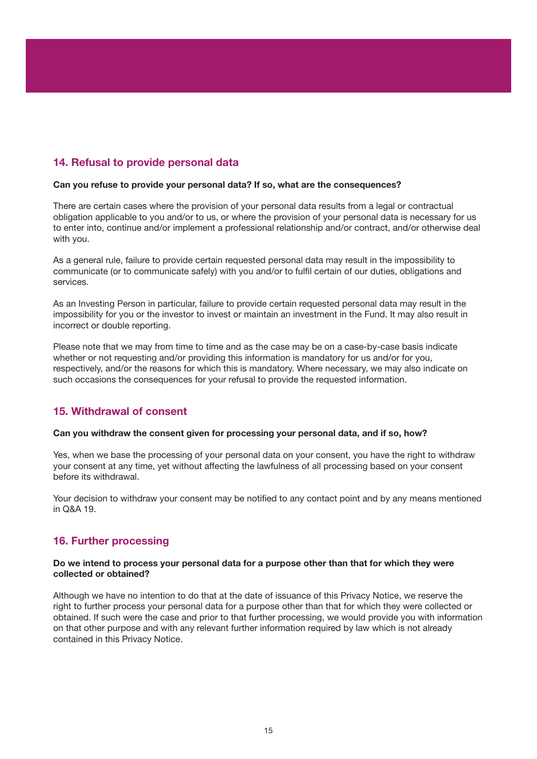## 14. Refusal to provide personal data

**Can you refuse to provide your personal data? If so, what are the consequences?**

There are certain cases where the provision of your personal data results from a legal or contractual obligation applicable to you and/or to us, or where the provision of your personal data is necessary for us to enter into, continue and/or implement a professional relationship and/or contract, and/or otherwise deal with you.

As a general rule, failure to provide certain requested personal data may result in the impossibility to communicate (or to communicate safely) with you and/or to fulfil certain of our duties, obligations and services.

As an Investing Person in particular, failure to provide certain requested personal data may result in the impossibility for you or the investor to invest or maintain an investment in the Fund. It may also result in incorrect or double reporting.

Please note that we may from time to time and as the case may be on a case-by-case basis indicate whether or not requesting and/or providing this information is mandatory for us and/or for you, respectively, and/or the reasons for which this is mandatory. Where necessary, we may also indicate on such occasions the consequences for your refusal to provide the requested information.

## 15. Withdrawal of consent

**Can you withdraw the consent given for processing your personal data, and if so, how?**

Yes, when we base the processing of your personal data on your consent, you have the right to withdraw your consent at any time, yet without affecting the lawfulness of all processing based on your consent before its withdrawal.

Your decision to withdraw your consent may be notified to any contact point and by any means mentioned in Q&A 19.

## 16. Further processing

**Do we intend to process your personal data for a purpose other than that for which they were collected or obtained?**

Although we have no intention to do that at the date of issuance of this Privacy Notice, we reserve the right to further process your personal data for a purpose other than that for which they were collected or obtained. If such were the case and prior to that further processing, we would provide you with information on that other purpose and with any relevant further information required by law which is not already contained in this Privacy Notice.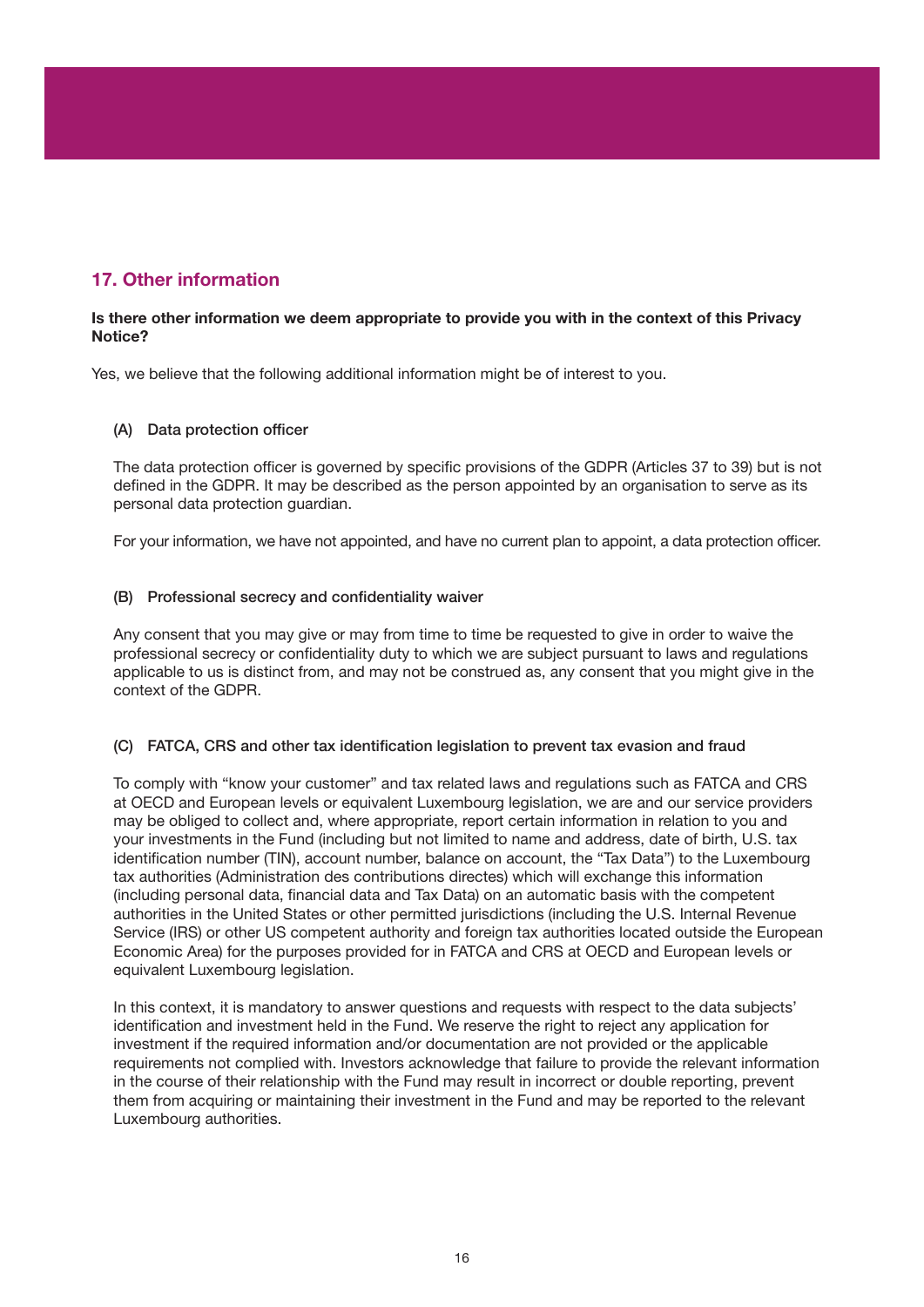## 17. Other information

**Is there other information we deem appropriate to provide you with in the context of this Privacy Notice?**

Yes, we believe that the following additional information might be of interest to you.

### (A) Data protection officer

The data protection officer is governed by specific provisions of the GDPR (Articles 37 to 39) but is not defined in the GDPR. It may be described as the person appointed by an organisation to serve as its personal data protection guardian.

For your information, we have not appointed, and have no current plan to appoint, a data protection officer.

### (B) Professional secrecy and confidentiality waiver

Any consent that you may give or may from time to time be requested to give in order to waive the professional secrecy or confidentiality duty to which we are subject pursuant to laws and regulations applicable to us is distinct from, and may not be construed as, any consent that you might give in the context of the GDPR.

### (C) FATCA, CRS and other tax identification legislation to prevent tax evasion and fraud

To comply with "know your customer" and tax related laws and regulations such as FATCA and CRS at OECD and European levels or equivalent Luxembourg legislation, we are and our service providers may be obliged to collect and, where appropriate, report certain information in relation to you and your investments in the Fund (including but not limited to name and address, date of birth, U.S. tax identification number (TIN), account number, balance on account, the "Tax Data") to the Luxembourg tax authorities (Administration des contributions directes) which will exchange this information (including personal data, financial data and Tax Data) on an automatic basis with the competent authorities in the United States or other permitted jurisdictions (including the U.S. Internal Revenue Service (IRS) or other US competent authority and foreign tax authorities located outside the European Economic Area) for the purposes provided for in FATCA and CRS at OECD and European levels or equivalent Luxembourg legislation.

In this context, it is mandatory to answer questions and requests with respect to the data subjects' identification and investment held in the Fund. We reserve the right to reject any application for investment if the required information and/or documentation are not provided or the applicable requirements not complied with. Investors acknowledge that failure to provide the relevant information in the course of their relationship with the Fund may result in incorrect or double reporting, prevent them from acquiring or maintaining their investment in the Fund and may be reported to the relevant Luxembourg authorities.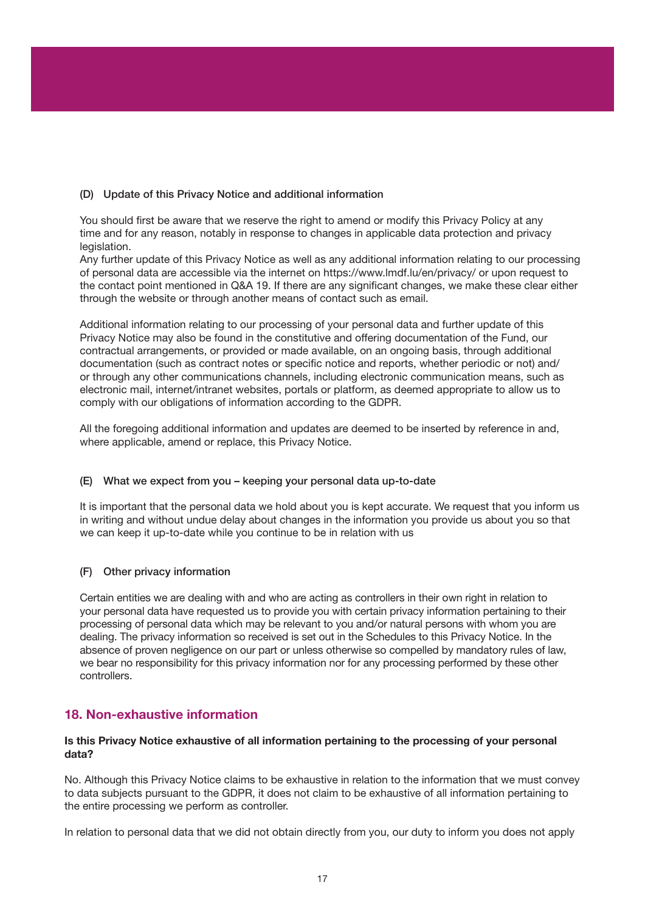### (D) Update of this Privacy Notice and additional information

You should first be aware that we reserve the right to amend or modify this Privacy Policy at any time and for any reason, notably in response to changes in applicable data protection and privacy legislation.
Any further update of this Privacy Notice as well as any additional information relating to our processing of personal data are accessible via the internet on https://www.lmdf.lu/en/privacy/ or upon request to the contact point mentioned in Q&A 19. If there are any significant changes, we make these clear either through the website or through another means of contact such as email.

Additional information relating to our processing of your personal data and further update of this Privacy Notice may also be found in the constitutive and offering documentation of the Fund, our contractual arrangements, or provided or made available, on an ongoing basis, through additional documentation (such as contract notes or specific notice and reports, whether periodic or not) and/or through any other communications channels, including electronic communication means, such as electronic mail, internet/intranet websites, portals or platform, as deemed appropriate to allow us to comply with our obligations of information according to the GDPR.

All the foregoing additional information and updates are deemed to be inserted by reference in and, where applicable, amend or replace, this Privacy Notice.

### (E) What we expect from you – keeping your personal data up-to-date

It is important that the personal data we hold about you is kept accurate. We request that you inform us in writing and without undue delay about changes in the information you provide us about you so that we can keep it up-to-date while you continue to be in relation with us

### (F) Other privacy information

Certain entities we are dealing with and who are acting as controllers in their own right in relation to your personal data have requested us to provide you with certain privacy information pertaining to their processing of personal data which may be relevant to you and/or natural persons with whom you are dealing. The privacy information so received is set out in the Schedules to this Privacy Notice. In the absence of proven negligence on our part or unless otherwise so compelled by mandatory rules of law, we bear no responsibility for this privacy information nor for any processing performed by these other controllers.

## 18. Non-exhaustive information

**Is this Privacy Notice exhaustive of all information pertaining to the processing of your personal data?**

No. Although this Privacy Notice claims to be exhaustive in relation to the information that we must convey to data subjects pursuant to the GDPR, it does not claim to be exhaustive of all information pertaining to the entire processing we perform as controller.

In relation to personal data that we did not obtain directly from you, our duty to inform you does not apply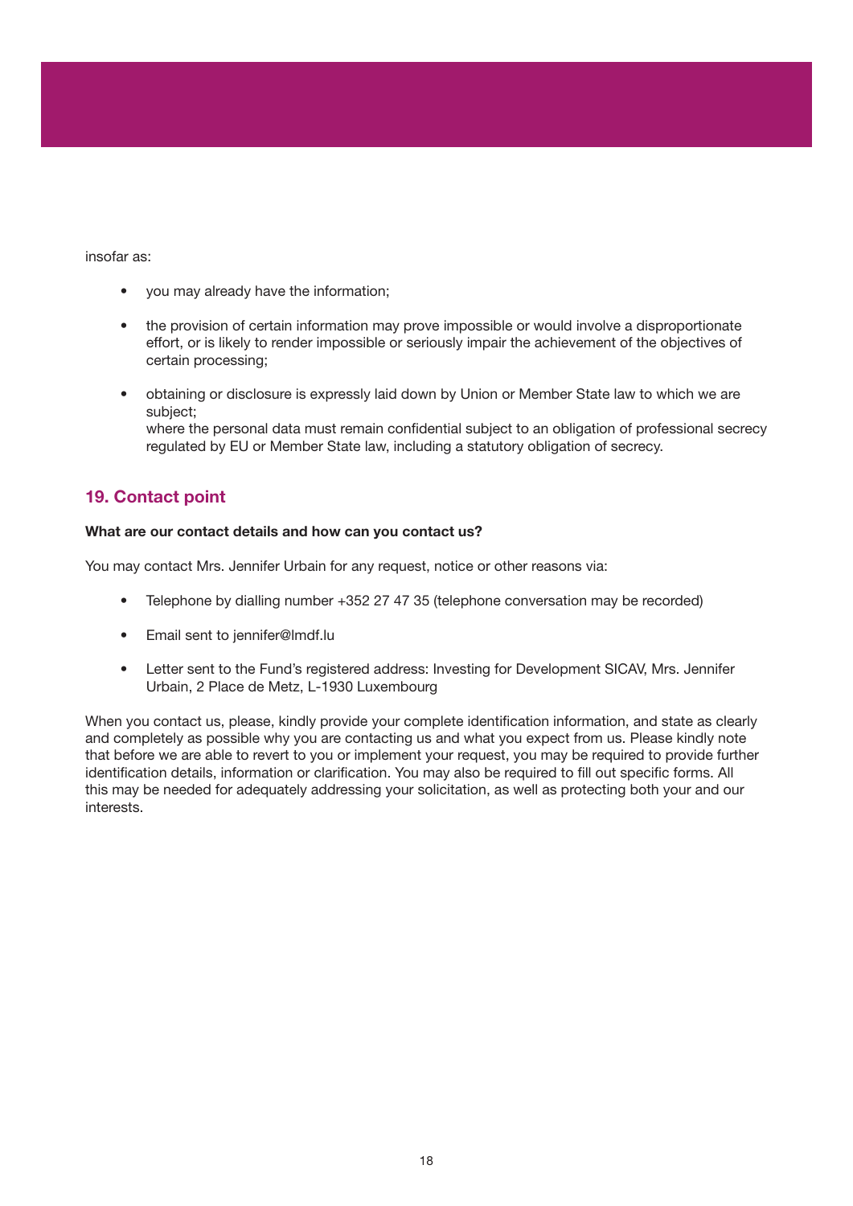insofar as:

- you may already have the information;
- the provision of certain information may prove impossible or would involve a disproportionate effort, or is likely to render impossible or seriously impair the achievement of the objectives of certain processing;
- obtaining or disclosure is expressly laid down by Union or Member State law to which we are subject;  
  where the personal data must remain confidential subject to an obligation of professional secrecy regulated by EU or Member State law, including a statutory obligation of secrecy.

## 19. Contact point

**What are our contact details and how can you contact us?**

You may contact Mrs. Jennifer Urbain for any request, notice or other reasons via:

- Telephone by dialling number +352 27 47 35 (telephone conversation may be recorded)
- Email sent to jennifer@lmdf.lu
- Letter sent to the Fund's registered address: Investing for Development SICAV, Mrs. Jennifer Urbain, 2 Place de Metz, L-1930 Luxembourg

When you contact us, please, kindly provide your complete identification information, and state as clearly and completely as possible why you are contacting us and what you expect from us. Please kindly note that before we are able to revert to you or implement your request, you may be required to provide further identification details, information or clarification. You may also be required to fill out specific forms. All this may be needed for adequately addressing your solicitation, as well as protecting both your and our interests.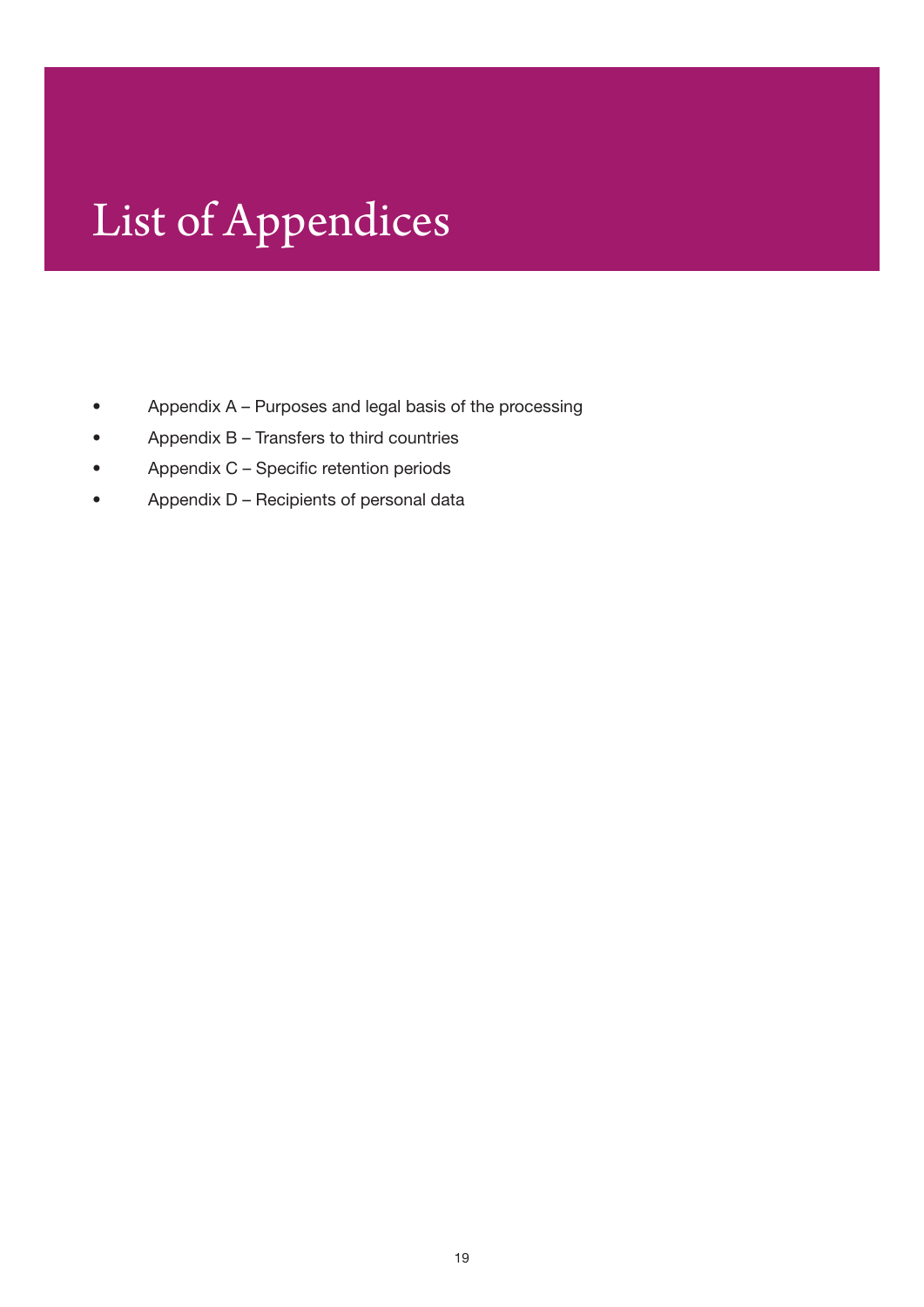# List of Appendices

- Appendix A – Purposes and legal basis of the processing
- Appendix B – Transfers to third countries
- Appendix C – Specific retention periods
- Appendix D – Recipients of personal data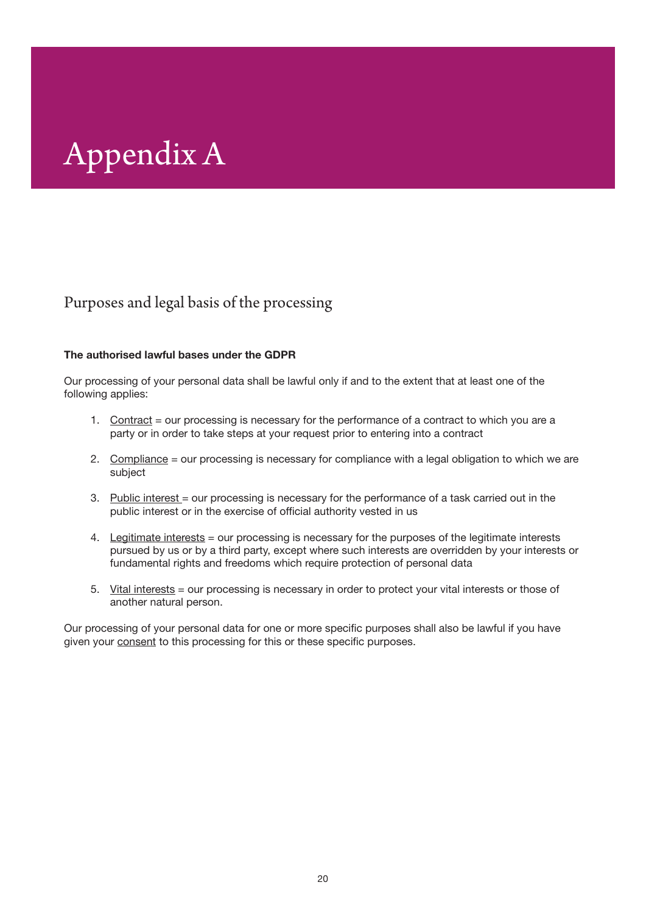# Appendix A

## Purposes and legal basis of the processing

**The authorised lawful bases under the GDPR**

Our processing of your personal data shall be lawful only if and to the extent that at least one of the following applies:

1. <u>Contract</u> = our processing is necessary for the performance of a contract to which you are a party or in order to take steps at your request prior to entering into a contract

2. <u>Compliance</u> = our processing is necessary for compliance with a legal obligation to which we are subject

3. <u>Public interest</u> = our processing is necessary for the performance of a task carried out in the public interest or in the exercise of official authority vested in us

4. <u>Legitimate interests</u> = our processing is necessary for the purposes of the legitimate interests pursued by us or by a third party, except where such interests are overridden by your interests or fundamental rights and freedoms which require protection of personal data

5. <u>Vital interests</u> = our processing is necessary in order to protect your vital interests or those of another natural person.

Our processing of your personal data for one or more specific purposes shall also be lawful if you have given your <u>consent</u> to this processing for this or these specific purposes.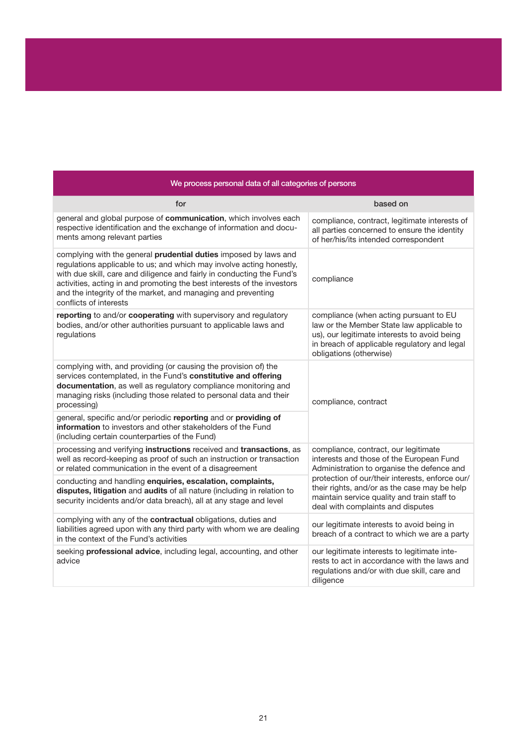| We process personal data of all categories of persons | |
|---|---|
| **for** | **based on** |
| general and global purpose of **communication**, which involves each respective identification and the exchange of information and documents among relevant parties | compliance, contract, legitimate interests of all parties concerned to ensure the identity of her/his/its intended correspondent |
| complying with the general **prudential duties** imposed by laws and regulations applicable to us; and which may involve acting honestly, with due skill, care and diligence and fairly in conducting the Fund's activities, acting in and promoting the best interests of the investors and the integrity of the market, and managing and preventing conflicts of interests | compliance |
| **reporting** to and/or **cooperating** with supervisory and regulatory bodies, and/or other authorities pursuant to applicable laws and regulations | compliance (when acting pursuant to EU law or the Member State law applicable to us), our legitimate interests to avoid being in breach of applicable regulatory and legal obligations (otherwise) |
| complying with, and providing (or causing the provision of) the services contemplated, in the Fund's **constitutive and offering documentation**, as well as regulatory compliance monitoring and managing risks (including those related to personal data and their processing) | compliance, contract |
| general, specific and/or periodic **reporting** and or **providing of information** to investors and other stakeholders of the Fund (including certain counterparties of the Fund) | compliance, contract |
| processing and verifying **instructions** received and **transactions**, as well as record-keeping as proof of such an instruction or transaction or related communication in the event of a disagreement | compliance, contract, our legitimate interests and those of the European Fund Administration to organise the defence and protection of our/their interests, enforce our/their rights, and/or as the case may be help maintain service quality and train staff to deal with complaints and disputes |
| conducting and handling **enquiries, escalation, complaints, disputes, litigation** and **audits** of all nature (including in relation to security incidents and/or data breach), all at any stage and level | compliance, contract, our legitimate interests and those of the European Fund Administration to organise the defence and protection of our/their interests, enforce our/their rights, and/or as the case may be help maintain service quality and train staff to deal with complaints and disputes |
| complying with any of the **contractual** obligations, duties and liabilities agreed upon with any third party with whom we are dealing in the context of the Fund's activities | our legitimate interests to avoid being in breach of a contract to which we are a party |
| seeking **professional advice**, including legal, accounting, and other advice | our legitimate interests to legitimate interests to act in accordance with the laws and regulations and/or with due skill, care and diligence |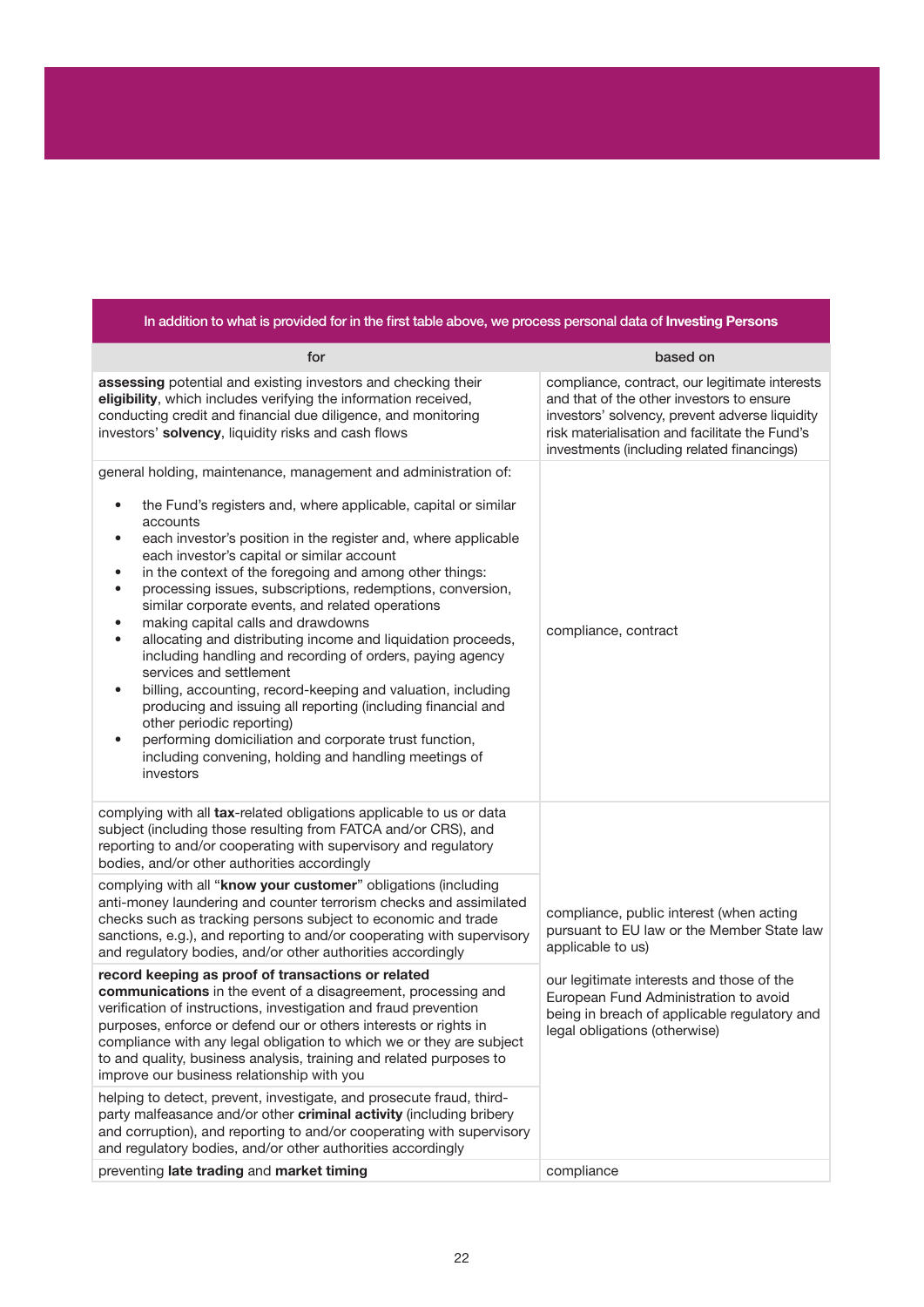| In addition to what is provided for in the first table above, we process personal data of **Investing Persons** | |
|---|---|
| for | based on |
| **assessing** potential and existing investors and checking their **eligibility**, which includes verifying the information received, conducting credit and financial due diligence, and monitoring investors' **solvency**, liquidity risks and cash flows | compliance, contract, our legitimate interests and that of the other investors to ensure investors' solvency, prevent adverse liquidity risk materialisation and facilitate the Fund's investments (including related financings) |
| general holding, maintenance, management and administration of:<br>• the Fund's registers and, where applicable, capital or similar accounts<br>• each investor's position in the register and, where applicable each investor's capital or similar account<br>• in the context of the foregoing and among other things:<br>• processing issues, subscriptions, redemptions, conversion, similar corporate events, and related operations<br>• making capital calls and drawdowns<br>• allocating and distributing income and liquidation proceeds, including handling and recording of orders, paying agency services and settlement<br>• billing, accounting, record-keeping and valuation, including producing and issuing all reporting (including financial and other periodic reporting)<br>• performing domiciliation and corporate trust function, including convening, holding and handling meetings of investors | compliance, contract |
| complying with all **tax**-related obligations applicable to us or data subject (including those resulting from FATCA and/or CRS), and reporting to and/or cooperating with supervisory and regulatory bodies, and/or other authorities accordingly | compliance, public interest (when acting pursuant to EU law or the Member State law applicable to us)<br><br>our legitimate interests and those of the European Fund Administration to avoid being in breach of applicable regulatory and legal obligations (otherwise) |
| complying with all "**know your customer**" obligations (including anti-money laundering and counter terrorism checks and assimilated checks such as tracking persons subject to economic and trade sanctions, e.g.), and reporting to and/or cooperating with supervisory and regulatory bodies, and/or other authorities accordingly | |
| **record keeping as proof of transactions or related communications** in the event of a disagreement, processing and verification of instructions, investigation and fraud prevention purposes, enforce or defend our or others interests or rights in compliance with any legal obligation to which we or they are subject to and quality, business analysis, training and related purposes to improve our business relationship with you | |
| helping to detect, prevent, investigate, and prosecute fraud, third-party malfeasance and/or other **criminal activity** (including bribery and corruption), and reporting to and/or cooperating with supervisory and regulatory bodies, and/or other authorities accordingly | |
| preventing **late trading** and **market timing** | compliance |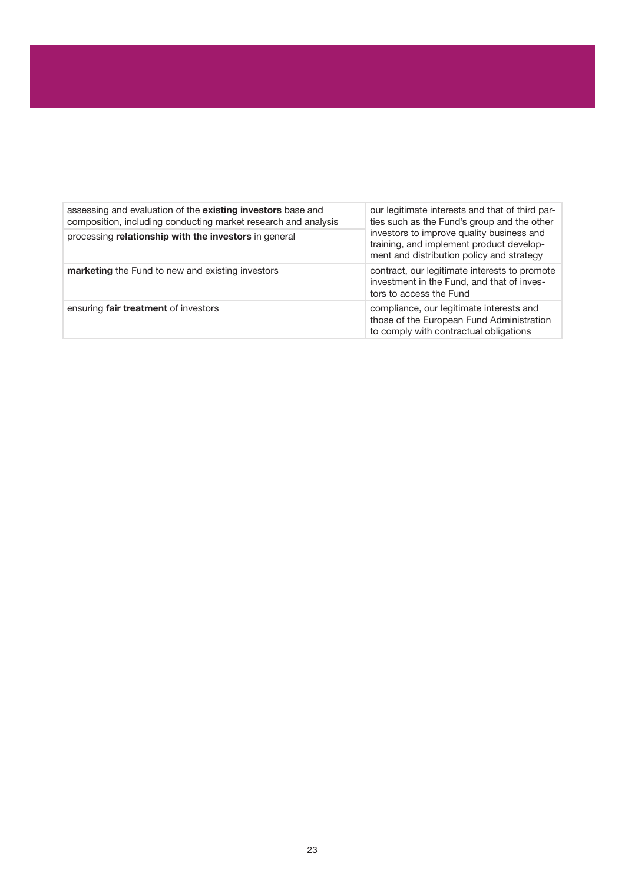| | |
|---|---|
| assessing and evaluation of the **existing investors** base and composition, including conducting market research and analysis | our legitimate interests and that of third parties such as the Fund's group and the other investors to improve quality business and training, and implement product development and distribution policy and strategy |
| processing **relationship with the investors** in general | |
| **marketing** the Fund to new and existing investors | contract, our legitimate interests to promote investment in the Fund, and that of investors to access the Fund |
| ensuring **fair treatment** of investors | compliance, our legitimate interests and those of the European Fund Administration to comply with contractual obligations |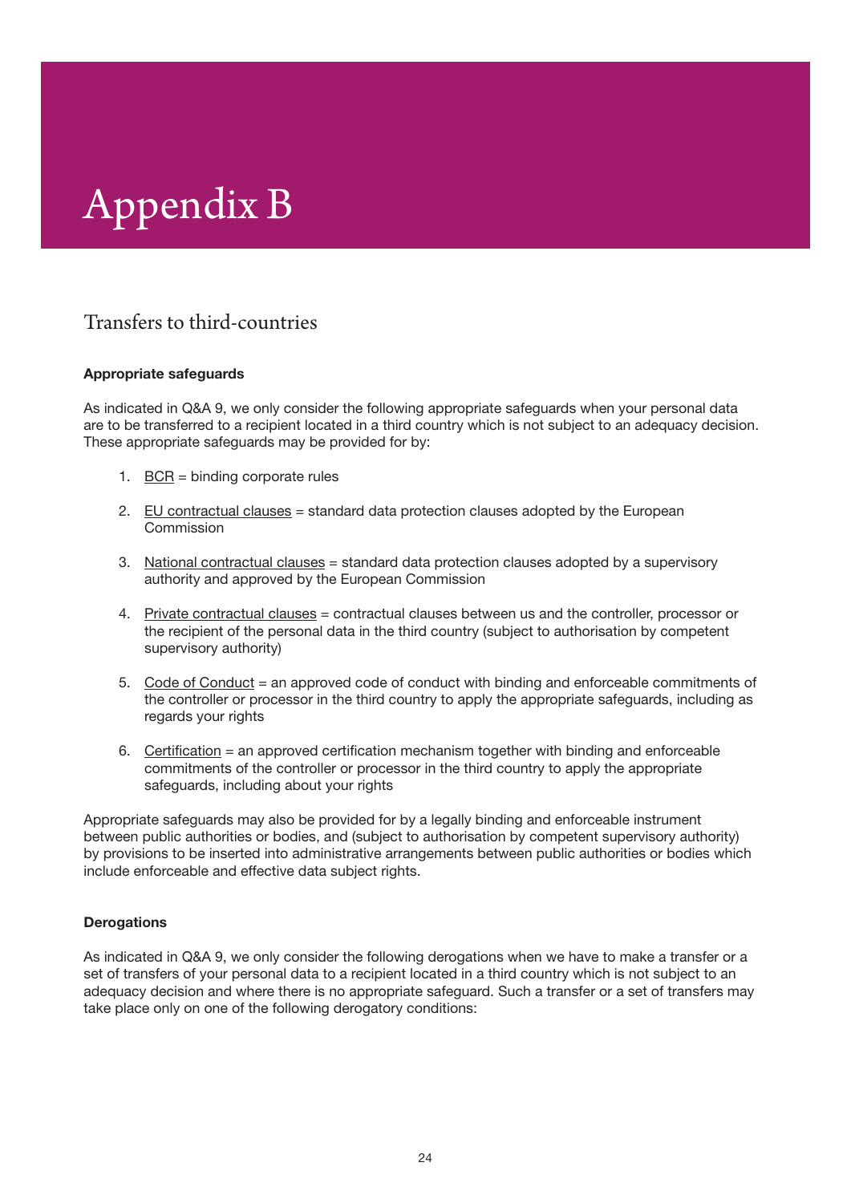# Appendix B

## Transfers to third-countries

**Appropriate safeguards**

As indicated in Q&A 9, we only consider the following appropriate safeguards when your personal data are to be transferred to a recipient located in a third country which is not subject to an adequacy decision. These appropriate safeguards may be provided for by:

1. BCR = binding corporate rules
2. EU contractual clauses = standard data protection clauses adopted by the European Commission
3. National contractual clauses = standard data protection clauses adopted by a supervisory authority and approved by the European Commission
4. Private contractual clauses = contractual clauses between us and the controller, processor or the recipient of the personal data in the third country (subject to authorisation by competent supervisory authority)
5. Code of Conduct = an approved code of conduct with binding and enforceable commitments of the controller or processor in the third country to apply the appropriate safeguards, including as regards your rights
6. Certification = an approved certification mechanism together with binding and enforceable commitments of the controller or processor in the third country to apply the appropriate safeguards, including about your rights

Appropriate safeguards may also be provided for by a legally binding and enforceable instrument between public authorities or bodies, and (subject to authorisation by competent supervisory authority) by provisions to be inserted into administrative arrangements between public authorities or bodies which include enforceable and effective data subject rights.

**Derogations**

As indicated in Q&A 9, we only consider the following derogations when we have to make a transfer or a set of transfers of your personal data to a recipient located in a third country which is not subject to an adequacy decision and where there is no appropriate safeguard. Such a transfer or a set of transfers may take place only on one of the following derogatory conditions: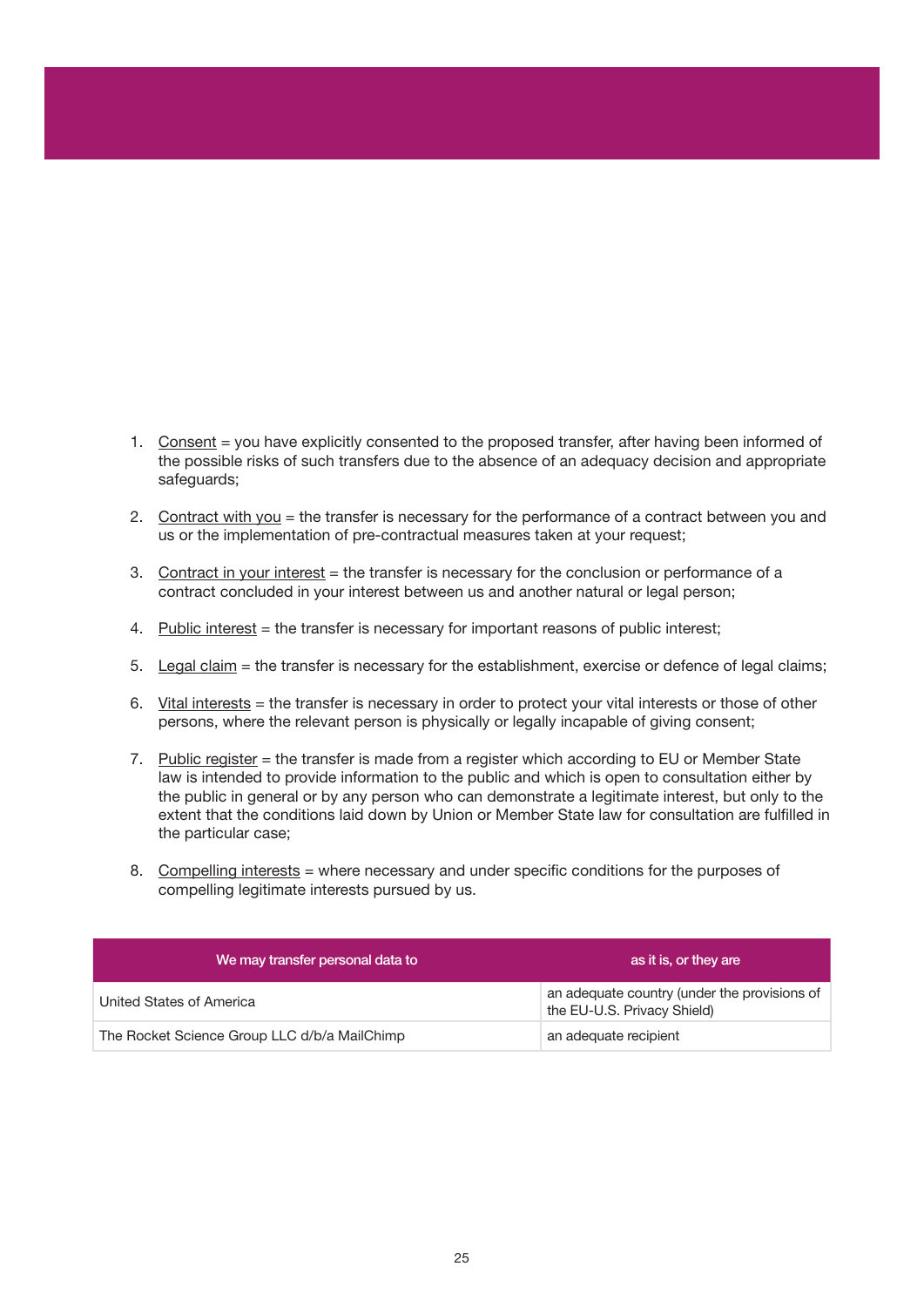1. Consent = you have explicitly consented to the proposed transfer, after having been informed of the possible risks of such transfers due to the absence of an adequacy decision and appropriate safeguards;

2. Contract with you = the transfer is necessary for the performance of a contract between you and us or the implementation of pre-contractual measures taken at your request;

3. Contract in your interest = the transfer is necessary for the conclusion or performance of a contract concluded in your interest between us and another natural or legal person;

4. Public interest = the transfer is necessary for important reasons of public interest;

5. Legal claim = the transfer is necessary for the establishment, exercise or defence of legal claims;

6. Vital interests = the transfer is necessary in order to protect your vital interests or those of other persons, where the relevant person is physically or legally incapable of giving consent;

7. Public register = the transfer is made from a register which according to EU or Member State law is intended to provide information to the public and which is open to consultation either by the public in general or by any person who can demonstrate a legitimate interest, but only to the extent that the conditions laid down by Union or Member State law for consultation are fulfilled in the particular case;

8. Compelling interests = where necessary and under specific conditions for the purposes of compelling legitimate interests pursued by us.

| We may transfer personal data to | as it is, or they are |
| --- | --- |
| United States of America | an adequate country (under the provisions of the EU-U.S. Privacy Shield) |
| The Rocket Science Group LLC d/b/a MailChimp | an adequate recipient |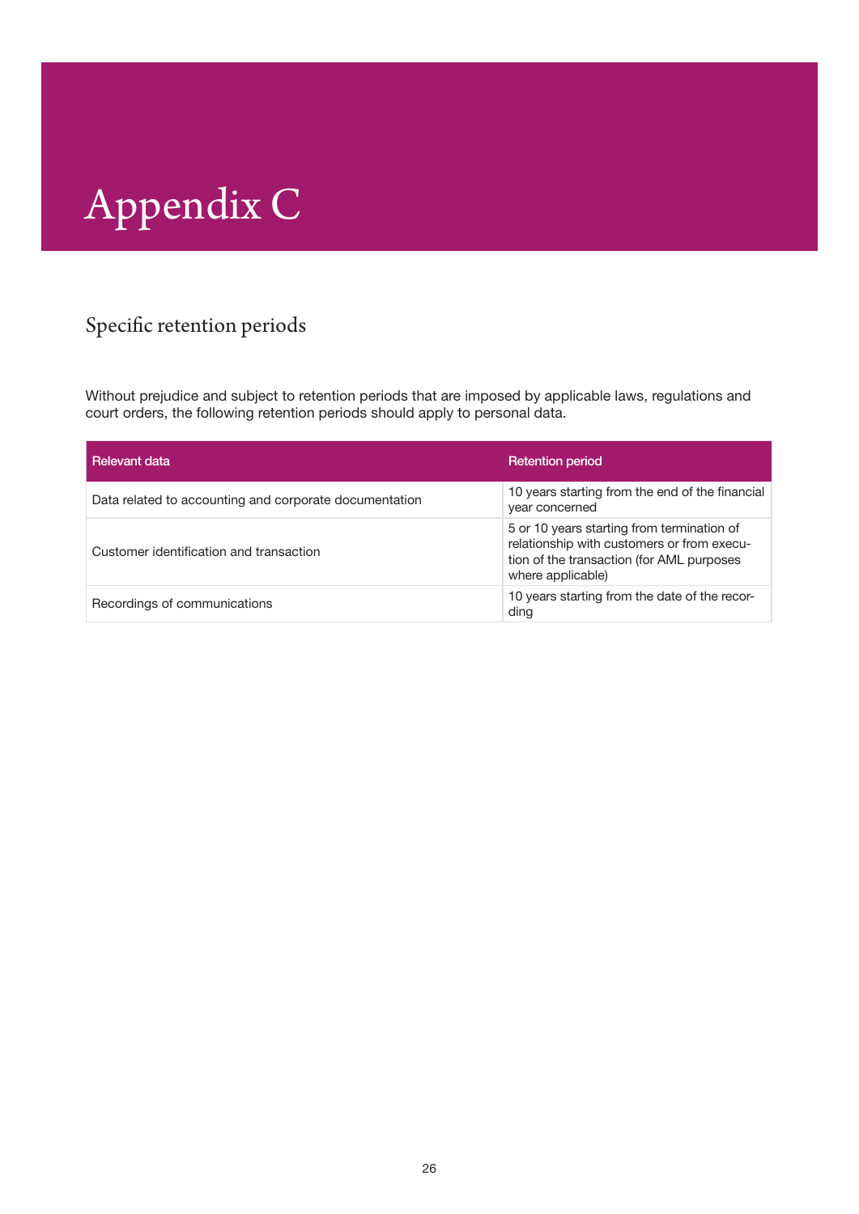# Appendix C

## Specific retention periods

Without prejudice and subject to retention periods that are imposed by applicable laws, regulations and court orders, the following retention periods should apply to personal data.

| Relevant data | Retention period |
| --- | --- |
| Data related to accounting and corporate documentation | 10 years starting from the end of the financial year concerned |
| Customer identification and transaction | 5 or 10 years starting from termination of relationship with customers or from execution of the transaction (for AML purposes where applicable) |
| Recordings of communications | 10 years starting from the date of the recording |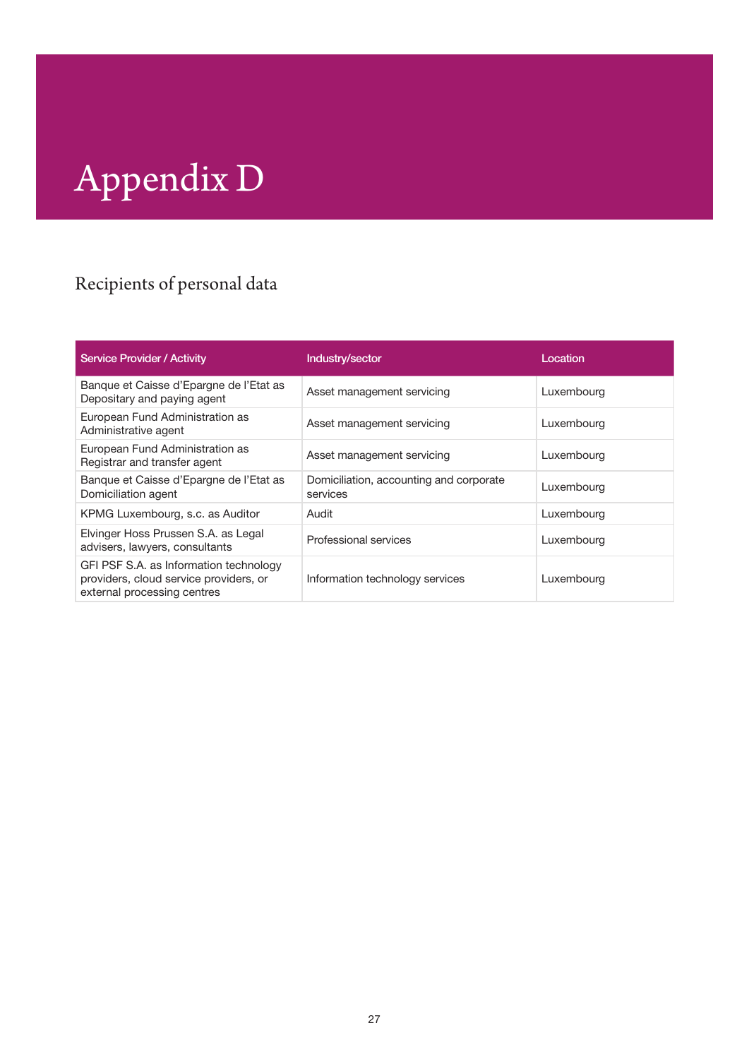# Appendix D

## Recipients of personal data

| Service Provider / Activity | Industry/sector | Location |
|---|---|---|
| Banque et Caisse d'Epargne de l'Etat as Depositary and paying agent | Asset management servicing | Luxembourg |
| European Fund Administration as Administrative agent | Asset management servicing | Luxembourg |
| European Fund Administration as Registrar and transfer agent | Asset management servicing | Luxembourg |
| Banque et Caisse d'Epargne de l'Etat as Domiciliation agent | Domiciliation, accounting and corporate services | Luxembourg |
| KPMG Luxembourg, s.c. as Auditor | Audit | Luxembourg |
| Elvinger Hoss Prussen S.A. as Legal advisers, lawyers, consultants | Professional services | Luxembourg |
| GFI PSF S.A. as Information technology providers, cloud service providers, or external processing centres | Information technology services | Luxembourg |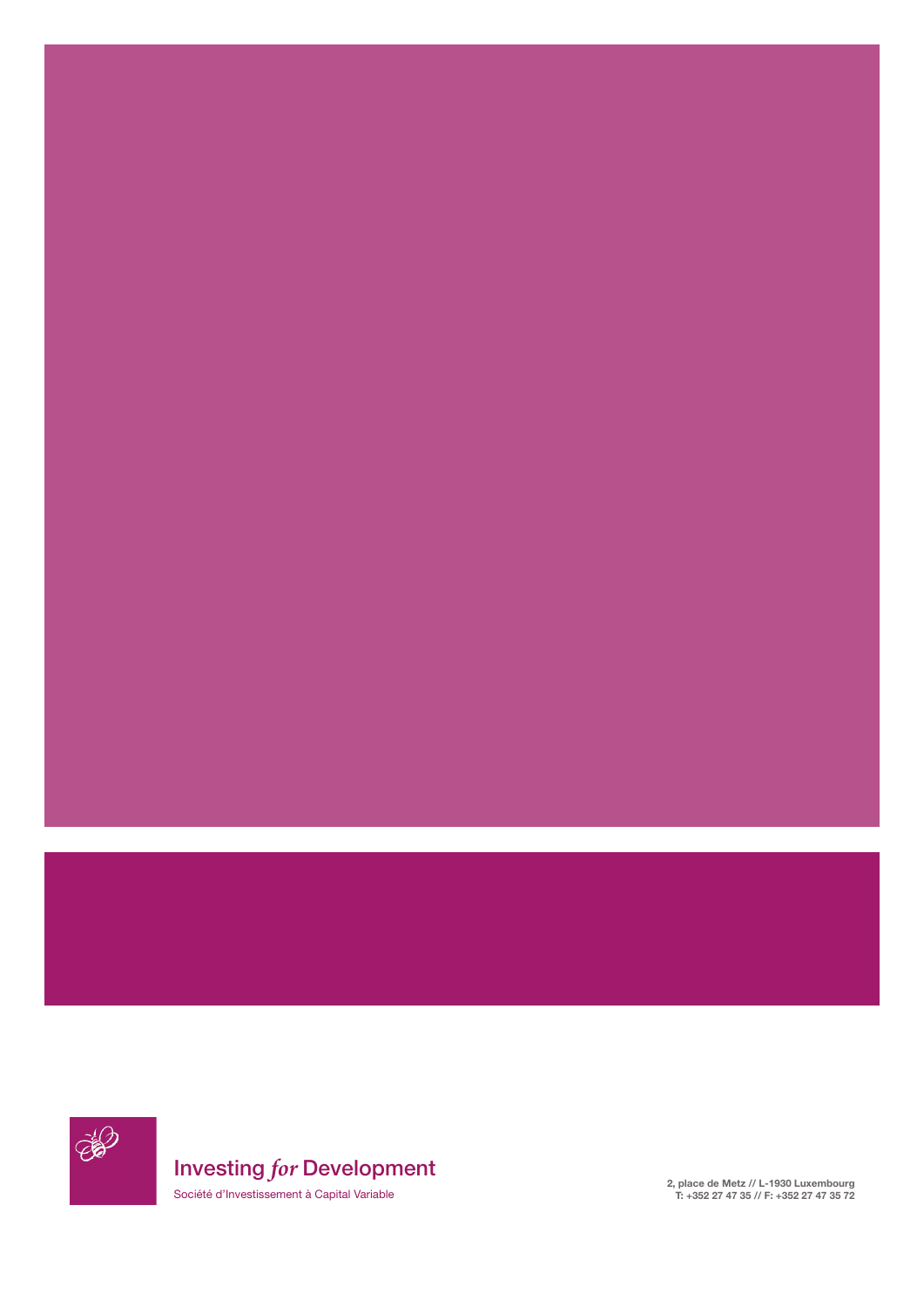Investing *for* Development

Société d'Investissement à Capital Variable

**2, place de Metz // L-1930 Luxembourg**
**T: +352 27 47 35 // F: +352 27 47 35 72**